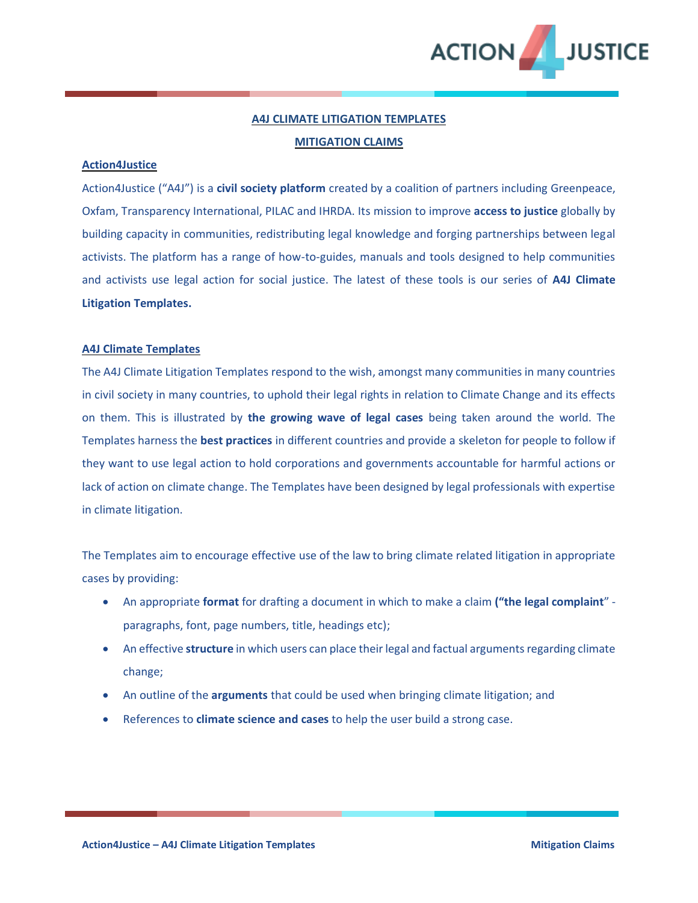# A4J CLIMATE LITIGATION TEMPLATES

## MITIGATION CLAIMS

### Action4Justice

Action4Justice ("A4J") is a **civil society platform** created by a coalition of partners including Greenpeace, Oxfam, Transparency International, PILAC and IHRDA. Its mission to improve **access to justice** globally by building capacity in communities, redistributing legal knowledge and forging partnerships between legal activists. The platform has a range of how-to-guides, manuals and tools designed to help communities and activists use legal action for social justice. The latest of these tools is our series of **A4J Climate Litigation Templates.**

### A4J Climate Templates

The A4J Climate Litigation Templates respond to the wish, amongst many communities in many countries in civil society in many countries, to uphold their legal rights in relation to Climate Change and its effects on them. This is illustrated by **the growing wave of legal cases** being taken around the world. The Templates harness the **best practices** in different countries and provide a skeleton for people to follow if they want to use legal action to hold corporations and governments accountable for harmful actions or lack of action on climate change. The Templates have been designed by legal professionals with expertise in climate litigation.

The Templates aim to encourage effective use of the law to bring climate related litigation in appropriate cases by providing:

- An appropriate **format** for drafting a document in which to make a claim **("the legal complaint**" - paragraphs, font, page numbers, title, headings etc);
- An effective **structure** in which users can place their legal and factual arguments regarding climate change;
- An outline of the **arguments** that could be used when bringing climate litigation; and
- References to **climate science and cases** to help the user build a strong case.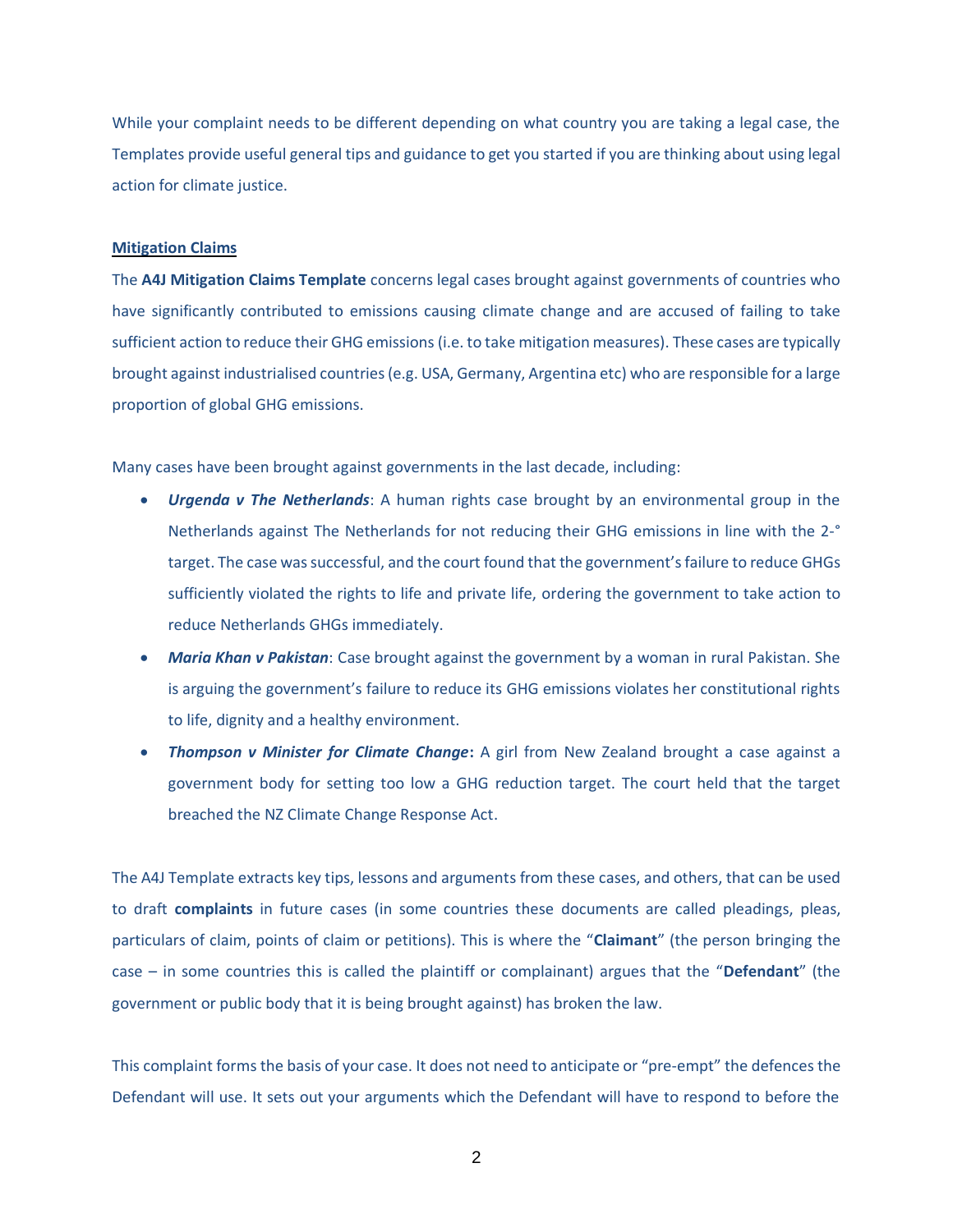While your complaint needs to be different depending on what country you are taking a legal case, the Templates provide useful general tips and guidance to get you started if you are thinking about using legal action for climate justice.

**Mitigation Claims**

The **A4J Mitigation Claims Template** concerns legal cases brought against governments of countries who have significantly contributed to emissions causing climate change and are accused of failing to take sufficient action to reduce their GHG emissions (i.e. to take mitigation measures). These cases are typically brought against industrialised countries (e.g. USA, Germany, Argentina etc) who are responsible for a large proportion of global GHG emissions.

Many cases have been brought against governments in the last decade, including:

- ***Urgenda v The Netherlands***: A human rights case brought by an environmental group in the Netherlands against The Netherlands for not reducing their GHG emissions in line with the 2-° target. The case was successful, and the court found that the government's failure to reduce GHGs sufficiently violated the rights to life and private life, ordering the government to take action to reduce Netherlands GHGs immediately.
- ***Maria Khan v Pakistan***: Case brought against the government by a woman in rural Pakistan. She is arguing the government's failure to reduce its GHG emissions violates her constitutional rights to life, dignity and a healthy environment.
- ***Thompson v Minister for Climate Change*****:** A girl from New Zealand brought a case against a government body for setting too low a GHG reduction target. The court held that the target breached the NZ Climate Change Response Act.

The A4J Template extracts key tips, lessons and arguments from these cases, and others, that can be used to draft **complaints** in future cases (in some countries these documents are called pleadings, pleas, particulars of claim, points of claim or petitions). This is where the "**Claimant**" (the person bringing the case – in some countries this is called the plaintiff or complainant) argues that the "**Defendant**" (the government or public body that it is being brought against) has broken the law.

This complaint forms the basis of your case. It does not need to anticipate or "pre-empt" the defences the Defendant will use. It sets out your arguments which the Defendant will have to respond to before the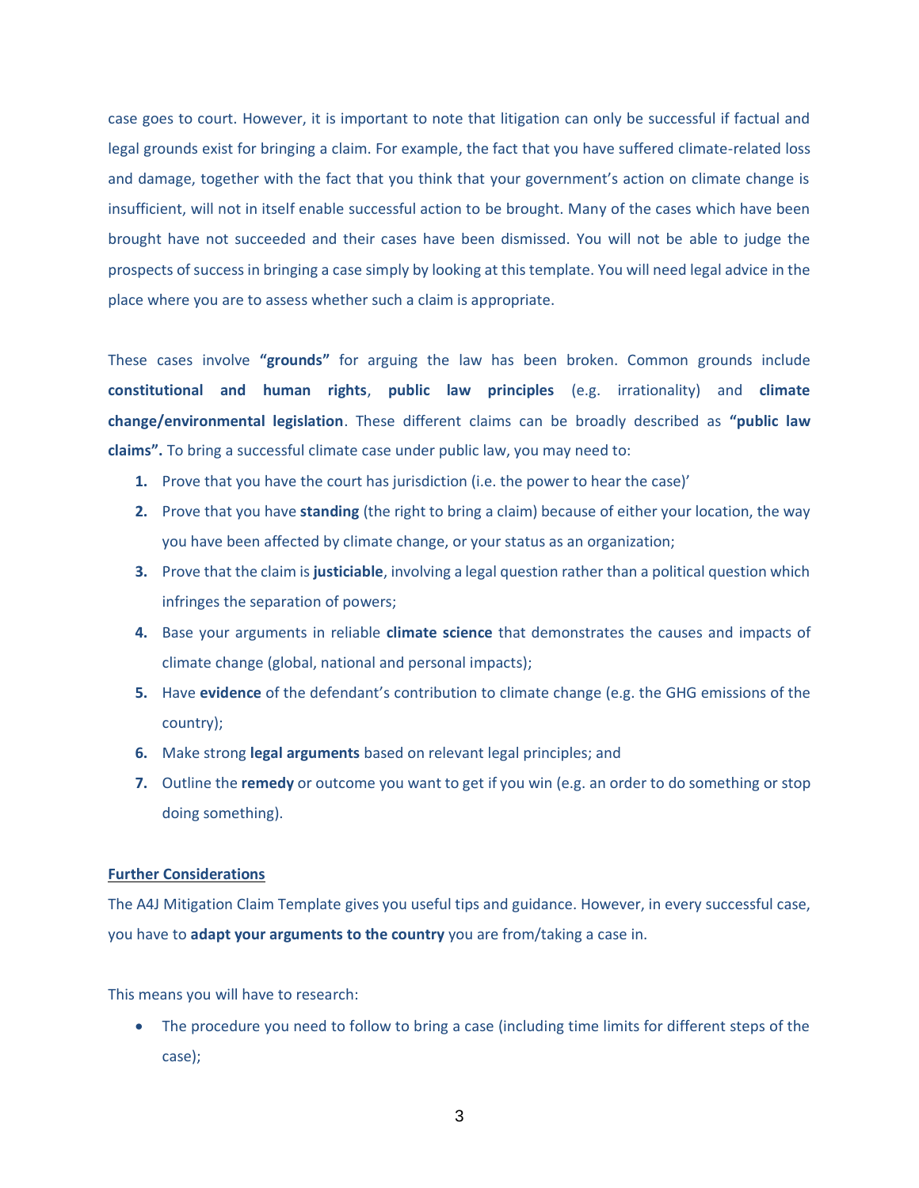case goes to court. However, it is important to note that litigation can only be successful if factual and legal grounds exist for bringing a claim. For example, the fact that you have suffered climate-related loss and damage, together with the fact that you think that your government's action on climate change is insufficient, will not in itself enable successful action to be brought. Many of the cases which have been brought have not succeeded and their cases have been dismissed. You will not be able to judge the prospects of success in bringing a case simply by looking at this template. You will need legal advice in the place where you are to assess whether such a claim is appropriate.

These cases involve **"grounds"** for arguing the law has been broken. Common grounds include **constitutional and human rights**, **public law principles** (e.g. irrationality) and **climate change/environmental legislation**. These different claims can be broadly described as **"public law claims".** To bring a successful climate case under public law, you may need to:

1. Prove that you have the court has jurisdiction (i.e. the power to hear the case)'
2. Prove that you have **standing** (the right to bring a claim) because of either your location, the way you have been affected by climate change, or your status as an organization;
3. Prove that the claim is **justiciable**, involving a legal question rather than a political question which infringes the separation of powers;
4. Base your arguments in reliable **climate science** that demonstrates the causes and impacts of climate change (global, national and personal impacts);
5. Have **evidence** of the defendant's contribution to climate change (e.g. the GHG emissions of the country);
6. Make strong **legal arguments** based on relevant legal principles; and
7. Outline the **remedy** or outcome you want to get if you win (e.g. an order to do something or stop doing something).

**Further Considerations**

The A4J Mitigation Claim Template gives you useful tips and guidance. However, in every successful case, you have to **adapt your arguments to the country** you are from/taking a case in.

This means you will have to research:

- The procedure you need to follow to bring a case (including time limits for different steps of the case);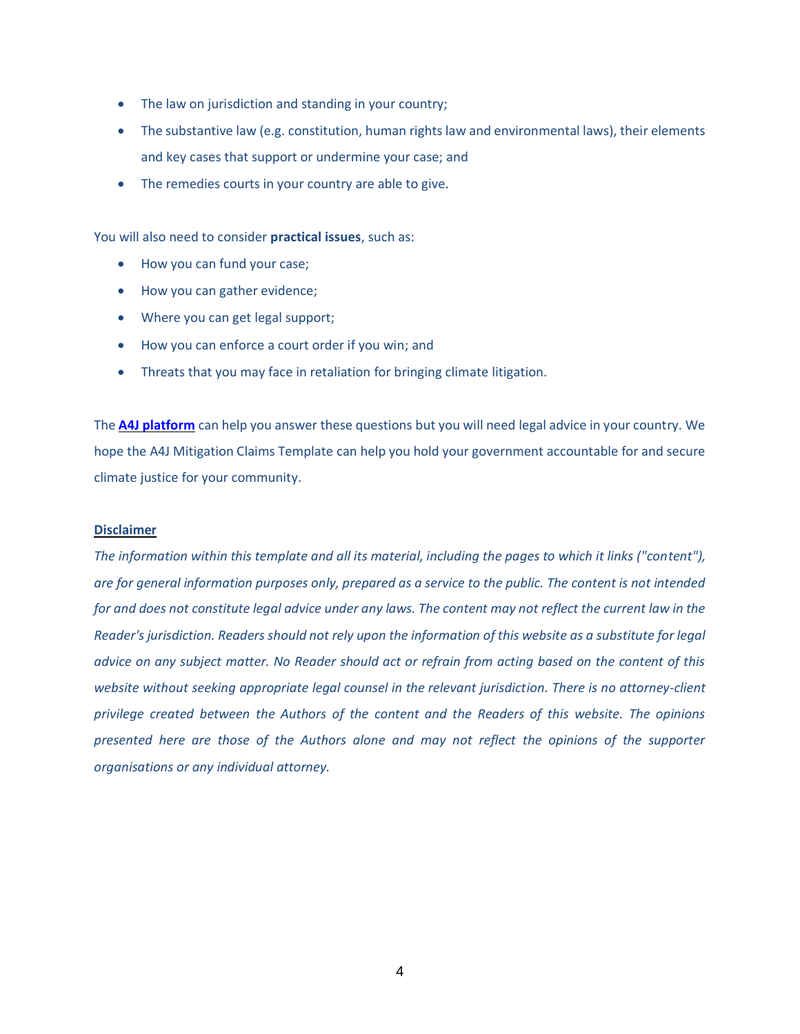- The law on jurisdiction and standing in your country;
- The substantive law (e.g. constitution, human rights law and environmental laws), their elements and key cases that support or undermine your case; and
- The remedies courts in your country are able to give.

You will also need to consider **practical issues**, such as:

- How you can fund your case;
- How you can gather evidence;
- Where you can get legal support;
- How you can enforce a court order if you win; and
- Threats that you may face in retaliation for bringing climate litigation.

The **A4J platform** can help you answer these questions but you will need legal advice in your country. We hope the A4J Mitigation Claims Template can help you hold your government accountable for and secure climate justice for your community.

**Disclaimer**

*The information within this template and all its material, including the pages to which it links ("content"), are for general information purposes only, prepared as a service to the public. The content is not intended for and does not constitute legal advice under any laws. The content may not reflect the current law in the Reader's jurisdiction. Readers should not rely upon the information of this website as a substitute for legal advice on any subject matter. No Reader should act or refrain from acting based on the content of this website without seeking appropriate legal counsel in the relevant jurisdiction. There is no attorney-client privilege created between the Authors of the content and the Readers of this website. The opinions presented here are those of the Authors alone and may not reflect the opinions of the supporter organisations or any individual attorney.*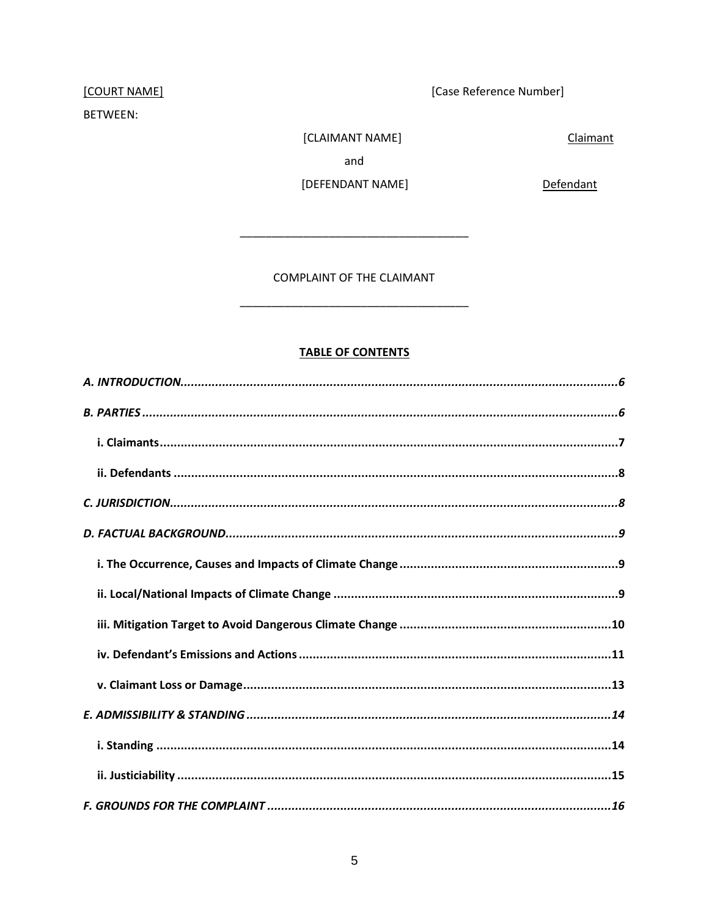[COURT NAME] [Case Reference Number]

BETWEEN:

[CLAIMANT NAME] Claimant

and

[DEFENDANT NAME] Defendant

\_\_\_\_\_\_\_\_\_\_\_\_\_\_\_\_\_\_\_\_\_\_\_\_\_\_\_\_\_\_\_\_\_\_\_

COMPLAINT OF THE CLAIMANT

\_\_\_\_\_\_\_\_\_\_\_\_\_\_\_\_\_\_\_\_\_\_\_\_\_\_\_\_\_\_\_\_\_\_\_

**TABLE OF CONTENTS**

***A. INTRODUCTION.......................................................................................................................6***

***B. PARTIES ...................................................................................................................................6***

**i. Claimants...................................................................................................................................7**

**ii. Defendants ...............................................................................................................................8**

***C. JURISDICTION..........................................................................................................................8***

***D. FACTUAL BACKGROUND..........................................................................................................9***

**i. The Occurrence, Causes and Impacts of Climate Change ..............................................................9**

**ii. Local/National Impacts of Climate Change .................................................................................9**

**iii. Mitigation Target to Avoid Dangerous Climate Change ............................................................10**

**iv. Defendant's Emissions and Actions .........................................................................................11**

**v. Claimant Loss or Damage........................................................................................................13**

***E. ADMISSIBILITY & STANDING ..................................................................................................14***

**i. Standing .................................................................................................................................14**

**ii. Justiciability ...........................................................................................................................15**

***F. GROUNDS FOR THE COMPLAINT ............................................................................................16***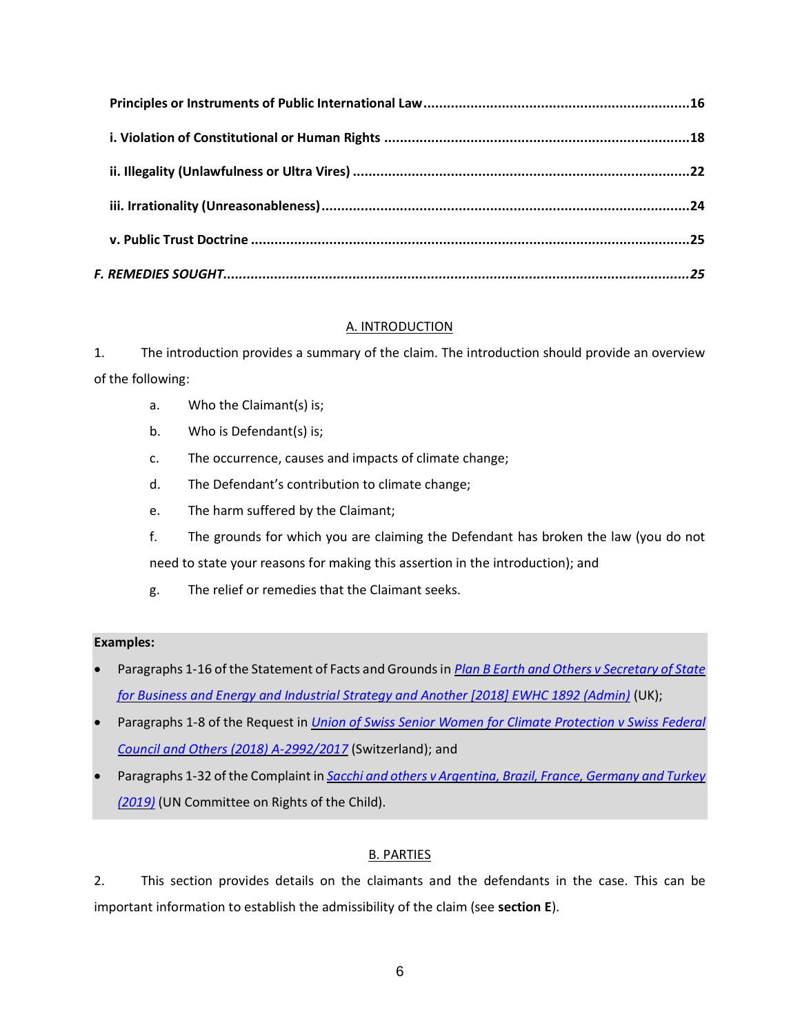**Principles or Instruments of Public International Law** .................................................................. **16**

**i. Violation of Constitutional or Human Rights** ........................................................................... **18**

**ii. Illegality (Unlawfulness or Ultra Vires)** .................................................................................. **22**

**iii. Irrationality (Unreasonableness)** ........................................................................................... **24**

**v. Public Trust Doctrine** .............................................................................................................. **25**

***F. REMEDIES SOUGHT*** ................................................................................................................... ***25***

## A. INTRODUCTION

1. The introduction provides a summary of the claim. The introduction should provide an overview of the following:

   a. Who the Claimant(s) is;

   b. Who is Defendant(s) is;

   c. The occurrence, causes and impacts of climate change;

   d. The Defendant's contribution to climate change;

   e. The harm suffered by the Claimant;

   f. The grounds for which you are claiming the Defendant has broken the law (you do not need to state your reasons for making this assertion in the introduction); and

   g. The relief or remedies that the Claimant seeks.

**Examples:**

- Paragraphs 1-16 of the Statement of Facts and Grounds in *Plan B Earth and Others v Secretary of State for Business and Energy and Industrial Strategy and Another [2018] EWHC 1892 (Admin)* (UK);
- Paragraphs 1-8 of the Request in *Union of Swiss Senior Women for Climate Protection v Swiss Federal Council and Others (2018) A-2992/2017* (Switzerland); and
- Paragraphs 1-32 of the Complaint in *Sacchi and others v Argentina, Brazil, France, Germany and Turkey (2019)* (UN Committee on Rights of the Child).

## B. PARTIES

2. This section provides details on the claimants and the defendants in the case. This can be important information to establish the admissibility of the claim (see **section E**).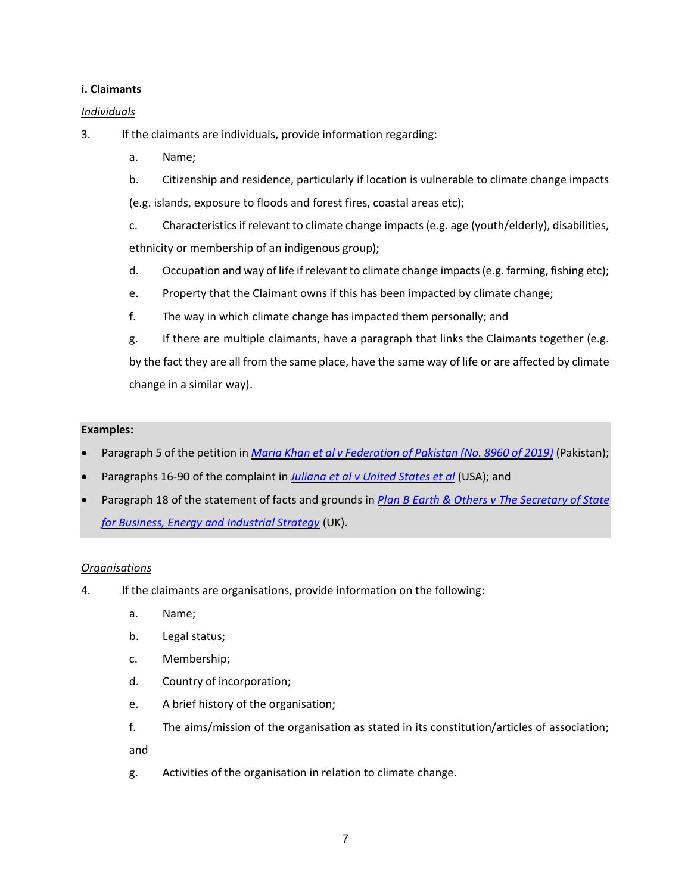**i. Claimants**

*Individuals*

3. If the claimants are individuals, provide information regarding:

   a. Name;

   b. Citizenship and residence, particularly if location is vulnerable to climate change impacts (e.g. islands, exposure to floods and forest fires, coastal areas etc);

   c. Characteristics if relevant to climate change impacts (e.g. age (youth/elderly), disabilities, ethnicity or membership of an indigenous group);

   d. Occupation and way of life if relevant to climate change impacts (e.g. farming, fishing etc);

   e. Property that the Claimant owns if this has been impacted by climate change;

   f. The way in which climate change has impacted them personally; and

   g. If there are multiple claimants, have a paragraph that links the Claimants together (e.g. by the fact they are all from the same place, have the same way of life or are affected by climate change in a similar way).

**Examples:**

- Paragraph 5 of the petition in *Maria Khan et al v Federation of Pakistan (No. 8960 of 2019)* (Pakistan);
- Paragraphs 16-90 of the complaint in *Juliana et al v United States et al* (USA); and
- Paragraph 18 of the statement of facts and grounds in *Plan B Earth & Others v The Secretary of State for Business, Energy and Industrial Strategy* (UK).

*Organisations*

4. If the claimants are organisations, provide information on the following:

   a. Name;

   b. Legal status;

   c. Membership;

   d. Country of incorporation;

   e. A brief history of the organisation;

   f. The aims/mission of the organisation as stated in its constitution/articles of association; and

   g. Activities of the organisation in relation to climate change.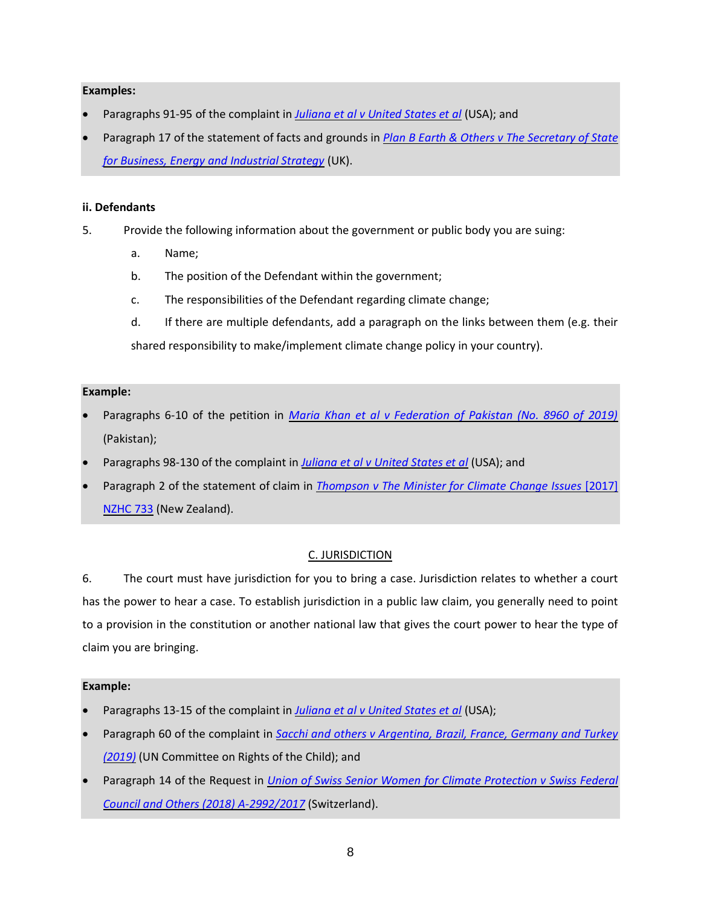**Examples:**

- Paragraphs 91-95 of the complaint in *Juliana et al v United States et al* (USA); and
- Paragraph 17 of the statement of facts and grounds in *Plan B Earth & Others v The Secretary of State for Business, Energy and Industrial Strategy* (UK).

**ii. Defendants**

5. Provide the following information about the government or public body you are suing:

   a. Name;

   b. The position of the Defendant within the government;

   c. The responsibilities of the Defendant regarding climate change;

   d. If there are multiple defendants, add a paragraph on the links between them (e.g. their shared responsibility to make/implement climate change policy in your country).

**Example:**

- Paragraphs 6-10 of the petition in *Maria Khan et al v Federation of Pakistan (No. 8960 of 2019)* (Pakistan);
- Paragraphs 98-130 of the complaint in *Juliana et al v United States et al* (USA); and
- Paragraph 2 of the statement of claim in *Thompson v The Minister for Climate Change Issues* [2017] NZHC 733 (New Zealand).

C. JURISDICTION

6. The court must have jurisdiction for you to bring a case. Jurisdiction relates to whether a court has the power to hear a case. To establish jurisdiction in a public law claim, you generally need to point to a provision in the constitution or another national law that gives the court power to hear the type of claim you are bringing.

**Example:**

- Paragraphs 13-15 of the complaint in *Juliana et al v United States et al* (USA);
- Paragraph 60 of the complaint in *Sacchi and others v Argentina, Brazil, France, Germany and Turkey (2019)* (UN Committee on Rights of the Child); and
- Paragraph 14 of the Request in *Union of Swiss Senior Women for Climate Protection v Swiss Federal Council and Others (2018) A-2992/2017* (Switzerland).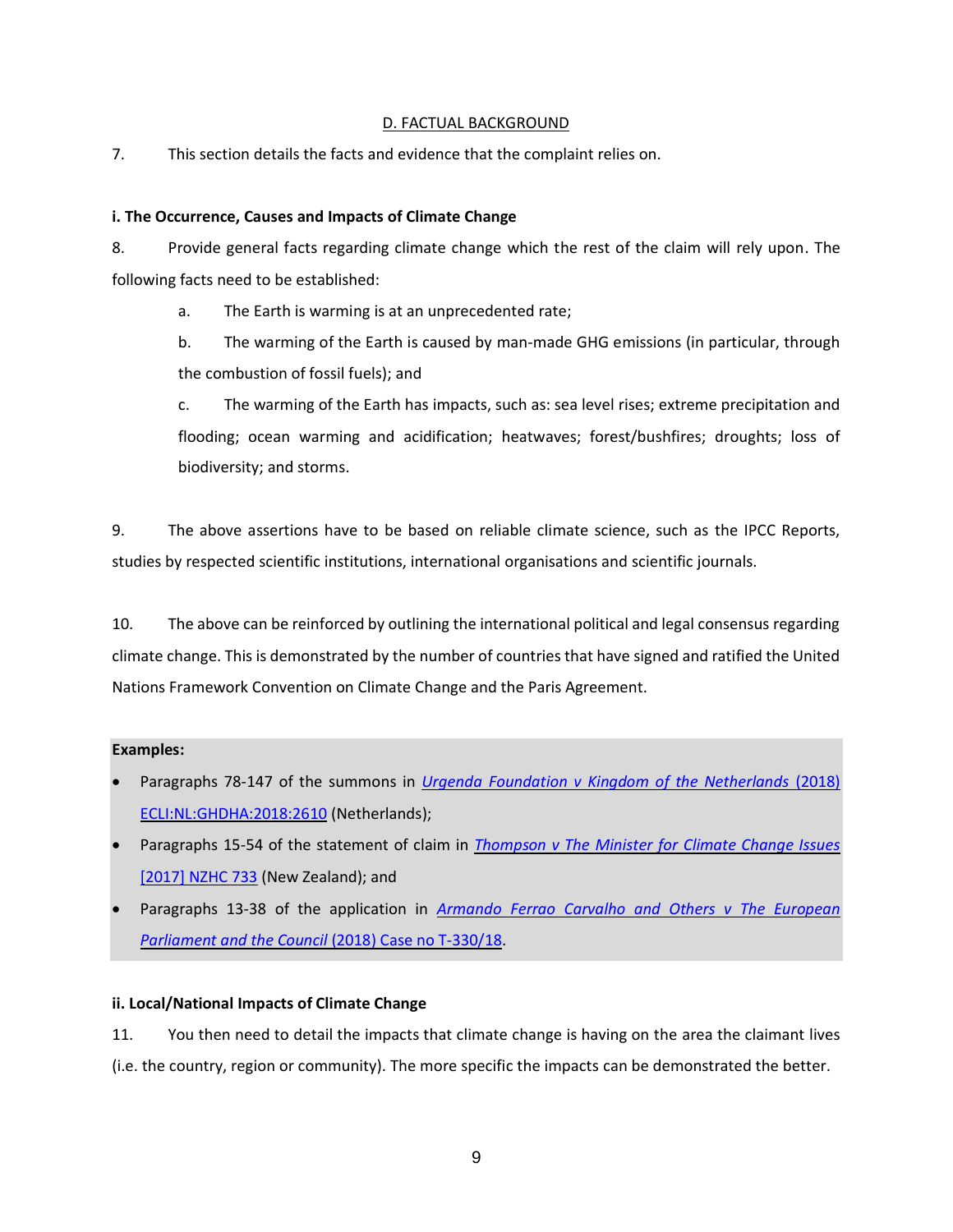## D. FACTUAL BACKGROUND

7. This section details the facts and evidence that the complaint relies on.

### i. The Occurrence, Causes and Impacts of Climate Change

8. Provide general facts regarding climate change which the rest of the claim will rely upon. The following facts need to be established:

   a. The Earth is warming is at an unprecedented rate;

   b. The warming of the Earth is caused by man-made GHG emissions (in particular, through the combustion of fossil fuels); and

   c. The warming of the Earth has impacts, such as: sea level rises; extreme precipitation and flooding; ocean warming and acidification; heatwaves; forest/bushfires; droughts; loss of biodiversity; and storms.

9. The above assertions have to be based on reliable climate science, such as the IPCC Reports, studies by respected scientific institutions, international organisations and scientific journals.

10. The above can be reinforced by outlining the international political and legal consensus regarding climate change. This is demonstrated by the number of countries that have signed and ratified the United Nations Framework Convention on Climate Change and the Paris Agreement.

**Examples:**

- Paragraphs 78-147 of the summons in *Urgenda Foundation v Kingdom of the Netherlands* (2018) ECLI:NL:GHDHA:2018:2610 (Netherlands);
- Paragraphs 15-54 of the statement of claim in *Thompson v The Minister for Climate Change Issues* [2017] NZHC 733 (New Zealand); and
- Paragraphs 13-38 of the application in *Armando Ferrao Carvalho and Others v The European Parliament and the Council* (2018) Case no T-330/18.

### ii. Local/National Impacts of Climate Change

11. You then need to detail the impacts that climate change is having on the area the claimant lives (i.e. the country, region or community). The more specific the impacts can be demonstrated the better.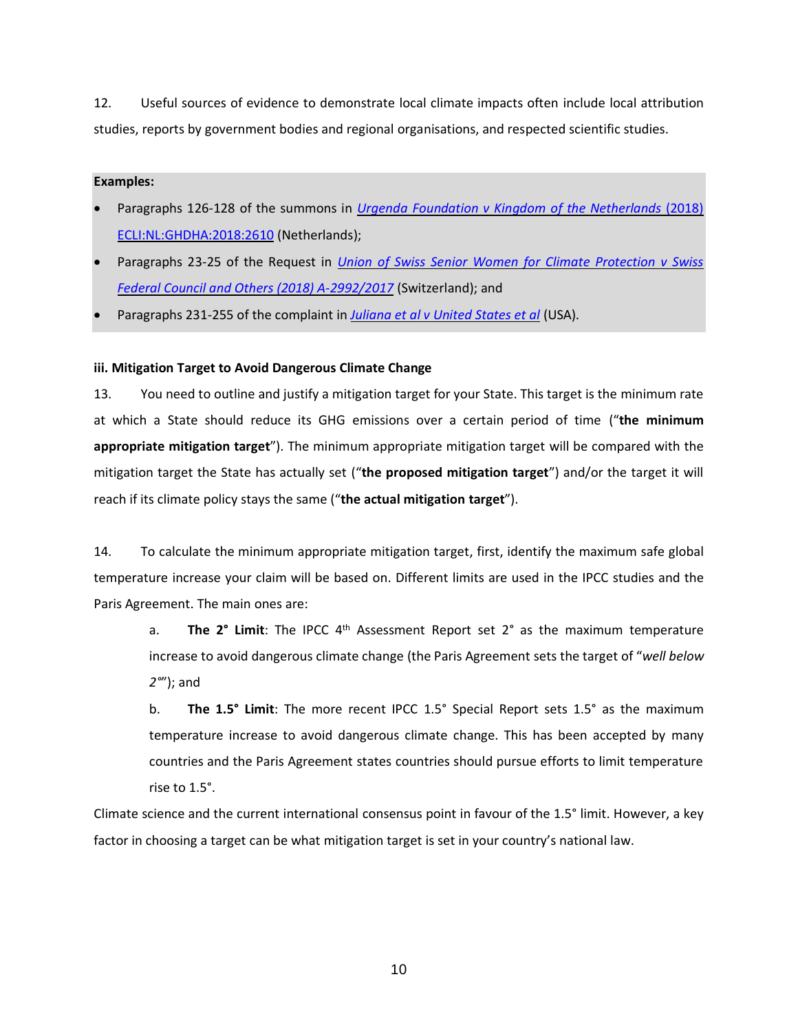12. Useful sources of evidence to demonstrate local climate impacts often include local attribution studies, reports by government bodies and regional organisations, and respected scientific studies.

**Examples:**

- Paragraphs 126-128 of the summons in *Urgenda Foundation v Kingdom of the Netherlands* (2018) ECLI:NL:GHDHA:2018:2610 (Netherlands);
- Paragraphs 23-25 of the Request in *Union of Swiss Senior Women for Climate Protection v Swiss Federal Council and Others (2018) A-2992/2017* (Switzerland); and
- Paragraphs 231-255 of the complaint in *Juliana et al v United States et al* (USA).

**iii. Mitigation Target to Avoid Dangerous Climate Change**

13. You need to outline and justify a mitigation target for your State. This target is the minimum rate at which a State should reduce its GHG emissions over a certain period of time ("**the minimum appropriate mitigation target**"). The minimum appropriate mitigation target will be compared with the mitigation target the State has actually set ("**the proposed mitigation target**") and/or the target it will reach if its climate policy stays the same ("**the actual mitigation target**").

14. To calculate the minimum appropriate mitigation target, first, identify the maximum safe global temperature increase your claim will be based on. Different limits are used in the IPCC studies and the Paris Agreement. The main ones are:

a. **The 2° Limit**: The IPCC 4th Assessment Report set 2° as the maximum temperature increase to avoid dangerous climate change (the Paris Agreement sets the target of "*well below 2°*"); and

b. **The 1.5° Limit**: The more recent IPCC 1.5° Special Report sets 1.5° as the maximum temperature increase to avoid dangerous climate change. This has been accepted by many countries and the Paris Agreement states countries should pursue efforts to limit temperature rise to 1.5°.

Climate science and the current international consensus point in favour of the 1.5° limit. However, a key factor in choosing a target can be what mitigation target is set in your country's national law.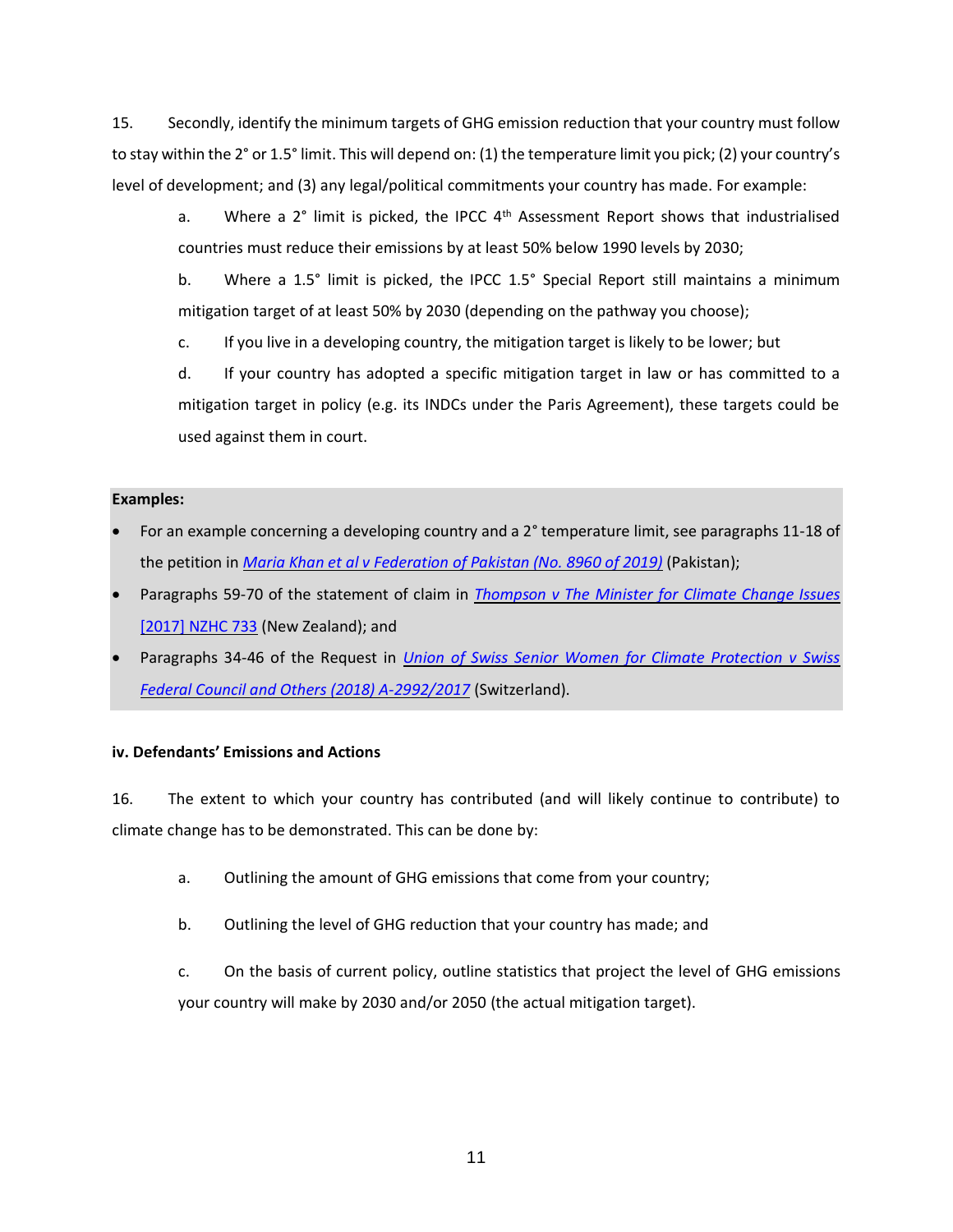15. Secondly, identify the minimum targets of GHG emission reduction that your country must follow to stay within the 2° or 1.5° limit. This will depend on: (1) the temperature limit you pick; (2) your country's level of development; and (3) any legal/political commitments your country has made. For example:

a. Where a 2° limit is picked, the IPCC 4th Assessment Report shows that industrialised countries must reduce their emissions by at least 50% below 1990 levels by 2030;

b. Where a 1.5° limit is picked, the IPCC 1.5° Special Report still maintains a minimum mitigation target of at least 50% by 2030 (depending on the pathway you choose);

c. If you live in a developing country, the mitigation target is likely to be lower; but

d. If your country has adopted a specific mitigation target in law or has committed to a mitigation target in policy (e.g. its INDCs under the Paris Agreement), these targets could be used against them in court.

**Examples:**

- For an example concerning a developing country and a 2° temperature limit, see paragraphs 11-18 of the petition in *Maria Khan et al v Federation of Pakistan (No. 8960 of 2019)* (Pakistan);
- Paragraphs 59-70 of the statement of claim in *Thompson v The Minister for Climate Change Issues* [2017] NZHC 733 (New Zealand); and
- Paragraphs 34-46 of the Request in *Union of Swiss Senior Women for Climate Protection v Swiss Federal Council and Others (2018) A-2992/2017* (Switzerland).

**iv. Defendants' Emissions and Actions**

16. The extent to which your country has contributed (and will likely continue to contribute) to climate change has to be demonstrated. This can be done by:

a. Outlining the amount of GHG emissions that come from your country;

b. Outlining the level of GHG reduction that your country has made; and

c. On the basis of current policy, outline statistics that project the level of GHG emissions your country will make by 2030 and/or 2050 (the actual mitigation target).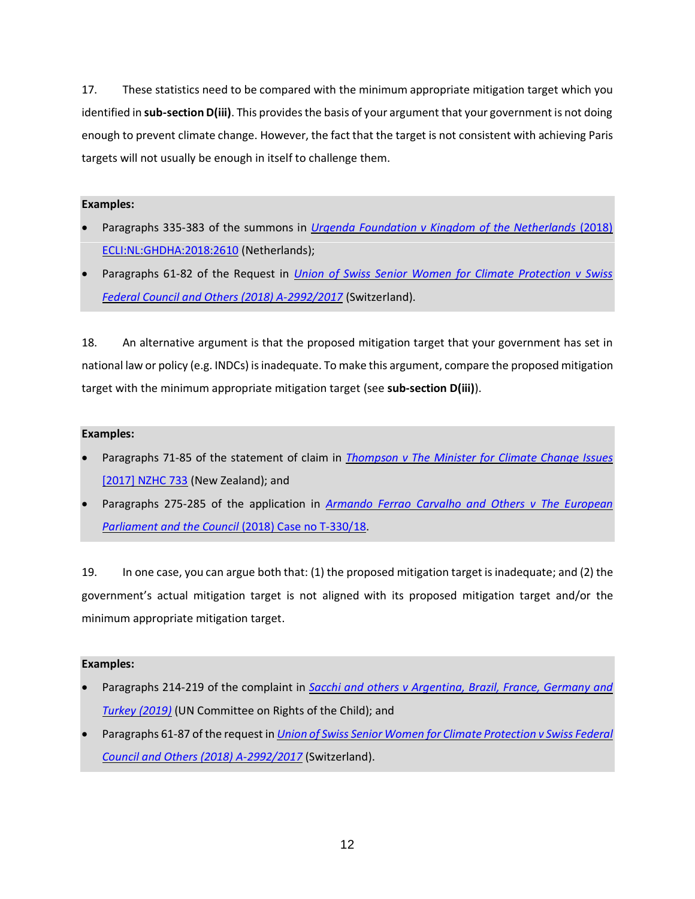17. These statistics need to be compared with the minimum appropriate mitigation target which you identified in **sub-section D(iii)**. This provides the basis of your argument that your government is not doing enough to prevent climate change. However, the fact that the target is not consistent with achieving Paris targets will not usually be enough in itself to challenge them.

**Examples:**

- Paragraphs 335-383 of the summons in *Urgenda Foundation v Kingdom of the Netherlands* (2018) ECLI:NL:GHDHA:2018:2610 (Netherlands);
- Paragraphs 61-82 of the Request in *Union of Swiss Senior Women for Climate Protection v Swiss Federal Council and Others (2018) A-2992/2017* (Switzerland).

18. An alternative argument is that the proposed mitigation target that your government has set in national law or policy (e.g. INDCs) is inadequate. To make this argument, compare the proposed mitigation target with the minimum appropriate mitigation target (see **sub-section D(iii)**).

**Examples:**

- Paragraphs 71-85 of the statement of claim in *Thompson v The Minister for Climate Change Issues* [2017] NZHC 733 (New Zealand); and
- Paragraphs 275-285 of the application in *Armando Ferrao Carvalho and Others v The European Parliament and the Council* (2018) Case no T-330/18.

19. In one case, you can argue both that: (1) the proposed mitigation target is inadequate; and (2) the government's actual mitigation target is not aligned with its proposed mitigation target and/or the minimum appropriate mitigation target.

**Examples:**

- Paragraphs 214-219 of the complaint in *Sacchi and others v Argentina, Brazil, France, Germany and Turkey (2019)* (UN Committee on Rights of the Child); and
- Paragraphs 61-87 of the request in *Union of Swiss Senior Women for Climate Protection v Swiss Federal Council and Others (2018) A-2992/2017* (Switzerland).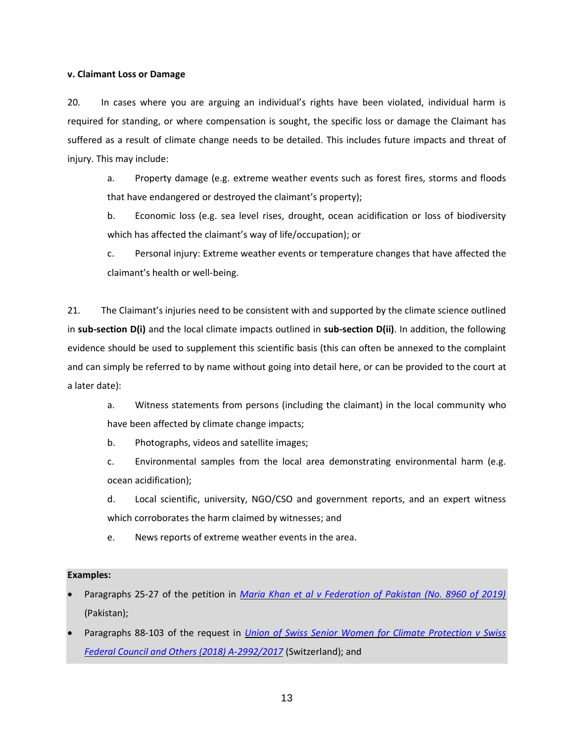**v. Claimant Loss or Damage**

20. In cases where you are arguing an individual's rights have been violated, individual harm is required for standing, or where compensation is sought, the specific loss or damage the Claimant has suffered as a result of climate change needs to be detailed. This includes future impacts and threat of injury. This may include:

a. Property damage (e.g. extreme weather events such as forest fires, storms and floods that have endangered or destroyed the claimant's property);

b. Economic loss (e.g. sea level rises, drought, ocean acidification or loss of biodiversity which has affected the claimant's way of life/occupation); or

c. Personal injury: Extreme weather events or temperature changes that have affected the claimant's health or well-being.

21. The Claimant's injuries need to be consistent with and supported by the climate science outlined in **sub-section D(i)** and the local climate impacts outlined in **sub-section D(ii)**. In addition, the following evidence should be used to supplement this scientific basis (this can often be annexed to the complaint and can simply be referred to by name without going into detail here, or can be provided to the court at a later date):

a. Witness statements from persons (including the claimant) in the local community who have been affected by climate change impacts;

b. Photographs, videos and satellite images;

c. Environmental samples from the local area demonstrating environmental harm (e.g. ocean acidification);

d. Local scientific, university, NGO/CSO and government reports, and an expert witness which corroborates the harm claimed by witnesses; and

e. News reports of extreme weather events in the area.

**Examples:**

- Paragraphs 25-27 of the petition in *Maria Khan et al v Federation of Pakistan (No. 8960 of 2019)* (Pakistan);
- Paragraphs 88-103 of the request in *Union of Swiss Senior Women for Climate Protection v Swiss Federal Council and Others (2018) A-2992/2017* (Switzerland); and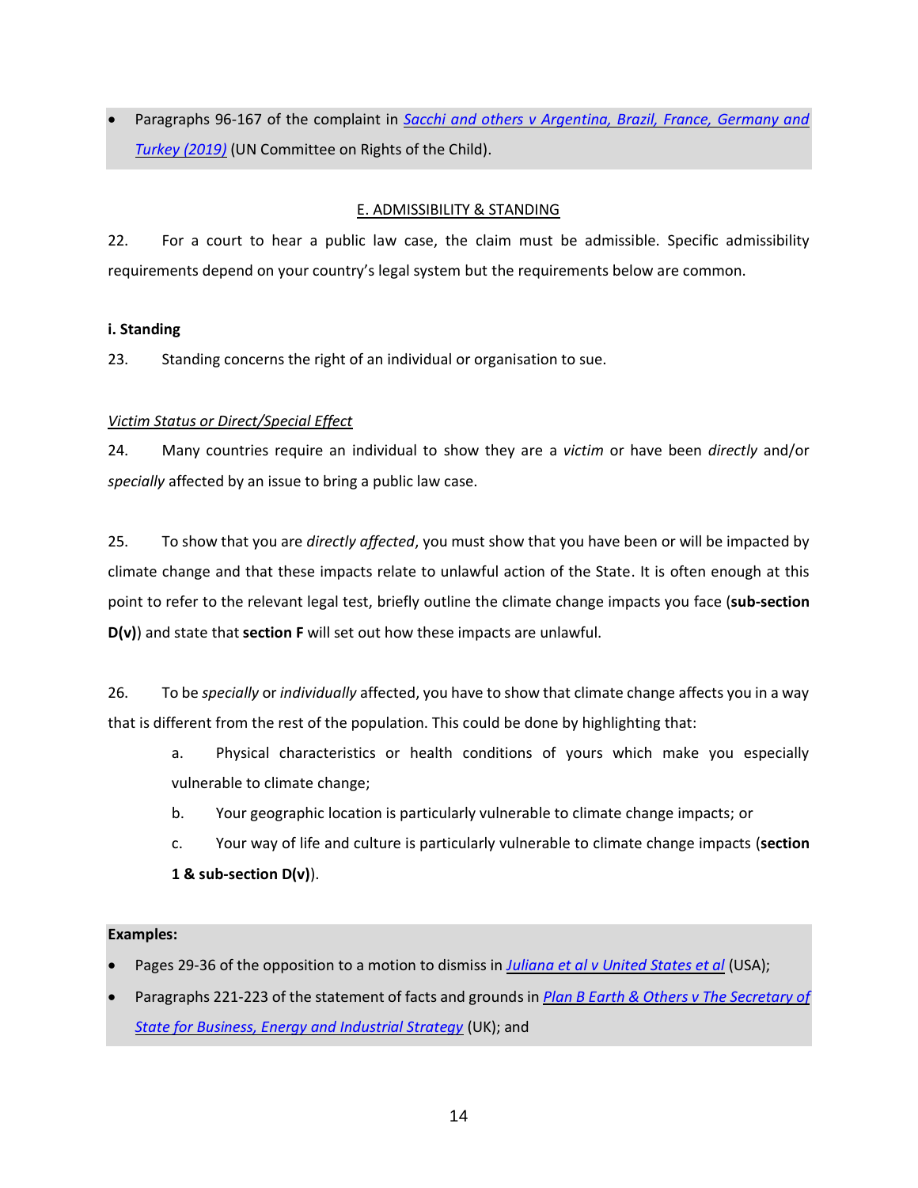- Paragraphs 96-167 of the complaint in [*Sacchi and others v Argentina, Brazil, France, Germany and Turkey (2019)*]() (UN Committee on Rights of the Child).

## E. ADMISSIBILITY & STANDING

22. For a court to hear a public law case, the claim must be admissible. Specific admissibility requirements depend on your country's legal system but the requirements below are common.

### i. Standing

23. Standing concerns the right of an individual or organisation to sue.

*Victim Status or Direct/Special Effect*

24. Many countries require an individual to show they are a *victim* or have been *directly* and/or *specially* affected by an issue to bring a public law case.

25. To show that you are *directly affected*, you must show that you have been or will be impacted by climate change and that these impacts relate to unlawful action of the State. It is often enough at this point to refer to the relevant legal test, briefly outline the climate change impacts you face (**sub-section D(v)**) and state that **section F** will set out how these impacts are unlawful.

26. To be *specially* or *individually* affected, you have to show that climate change affects you in a way that is different from the rest of the population. This could be done by highlighting that:

   a. Physical characteristics or health conditions of yours which make you especially vulnerable to climate change;

   b. Your geographic location is particularly vulnerable to climate change impacts; or

   c. Your way of life and culture is particularly vulnerable to climate change impacts (**section 1 & sub-section D(v)**).

**Examples:**

- Pages 29-36 of the opposition to a motion to dismiss in [*Juliana et al v United States et al*]() (USA);
- Paragraphs 221-223 of the statement of facts and grounds in [*Plan B Earth & Others v The Secretary of State for Business, Energy and Industrial Strategy*]() (UK); and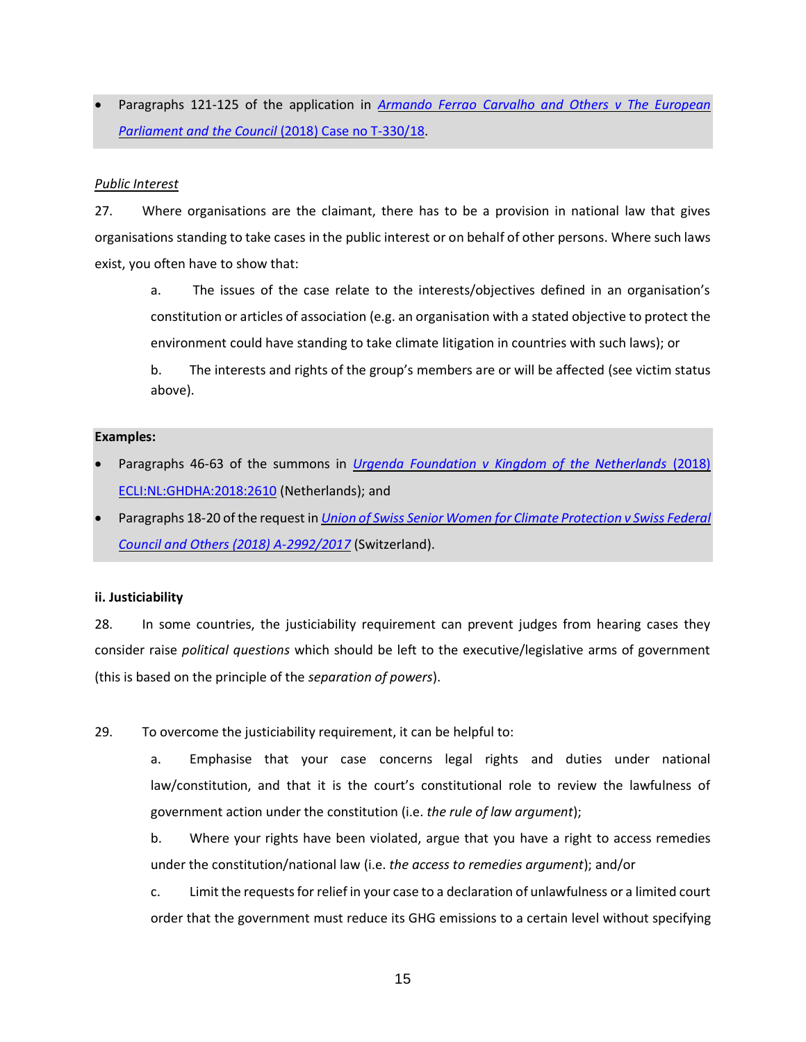- Paragraphs 121-125 of the application in *Armando Ferrao Carvalho and Others v The European Parliament and the Council* (2018) Case no T-330/18.

*Public Interest*

27. Where organisations are the claimant, there has to be a provision in national law that gives organisations standing to take cases in the public interest or on behalf of other persons. Where such laws exist, you often have to show that:

   a. The issues of the case relate to the interests/objectives defined in an organisation's constitution or articles of association (e.g. an organisation with a stated objective to protect the environment could have standing to take climate litigation in countries with such laws); or

   b. The interests and rights of the group's members are or will be affected (see victim status above).

**Examples:**

- Paragraphs 46-63 of the summons in *Urgenda Foundation v Kingdom of the Netherlands* (2018) ECLI:NL:GHDHA:2018:2610 (Netherlands); and
- Paragraphs 18-20 of the request in *Union of Swiss Senior Women for Climate Protection v Swiss Federal Council and Others (2018) A-2992/2017* (Switzerland).

**ii. Justiciability**

28. In some countries, the justiciability requirement can prevent judges from hearing cases they consider raise *political questions* which should be left to the executive/legislative arms of government (this is based on the principle of the *separation of powers*).

29. To overcome the justiciability requirement, it can be helpful to:

   a. Emphasise that your case concerns legal rights and duties under national law/constitution, and that it is the court's constitutional role to review the lawfulness of government action under the constitution (i.e. *the rule of law argument*);

   b. Where your rights have been violated, argue that you have a right to access remedies under the constitution/national law (i.e. *the access to remedies argument*); and/or

   c. Limit the requests for relief in your case to a declaration of unlawfulness or a limited court order that the government must reduce its GHG emissions to a certain level without specifying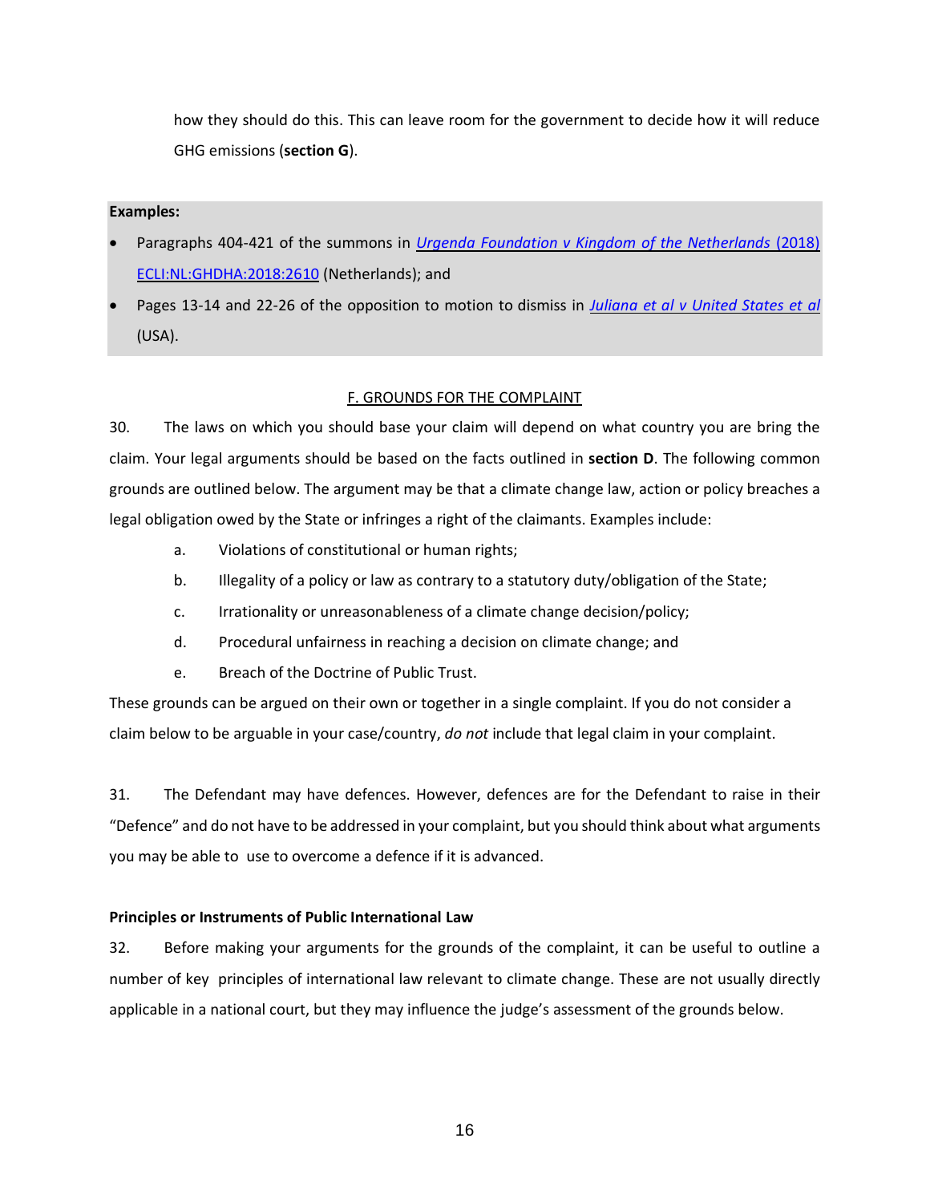how they should do this. This can leave room for the government to decide how it will reduce GHG emissions (**section G**).

**Examples:**

- Paragraphs 404-421 of the summons in *Urgenda Foundation v Kingdom of the Netherlands* (2018) ECLI:NL:GHDHA:2018:2610 (Netherlands); and
- Pages 13-14 and 22-26 of the opposition to motion to dismiss in *Juliana et al v United States et al* (USA).

## F. GROUNDS FOR THE COMPLAINT

30. The laws on which you should base your claim will depend on what country you are bring the claim. Your legal arguments should be based on the facts outlined in **section D**. The following common grounds are outlined below. The argument may be that a climate change law, action or policy breaches a legal obligation owed by the State or infringes a right of the claimants. Examples include:

   a. Violations of constitutional or human rights;

   b. Illegality of a policy or law as contrary to a statutory duty/obligation of the State;

   c. Irrationality or unreasonableness of a climate change decision/policy;

   d. Procedural unfairness in reaching a decision on climate change; and

   e. Breach of the Doctrine of Public Trust.

These grounds can be argued on their own or together in a single complaint. If you do not consider a claim below to be arguable in your case/country, *do not* include that legal claim in your complaint.

31. The Defendant may have defences. However, defences are for the Defendant to raise in their "Defence" and do not have to be addressed in your complaint, but you should think about what arguments you may be able to use to overcome a defence if it is advanced.

**Principles or Instruments of Public International Law**

32. Before making your arguments for the grounds of the complaint, it can be useful to outline a number of key principles of international law relevant to climate change. These are not usually directly applicable in a national court, but they may influence the judge's assessment of the grounds below.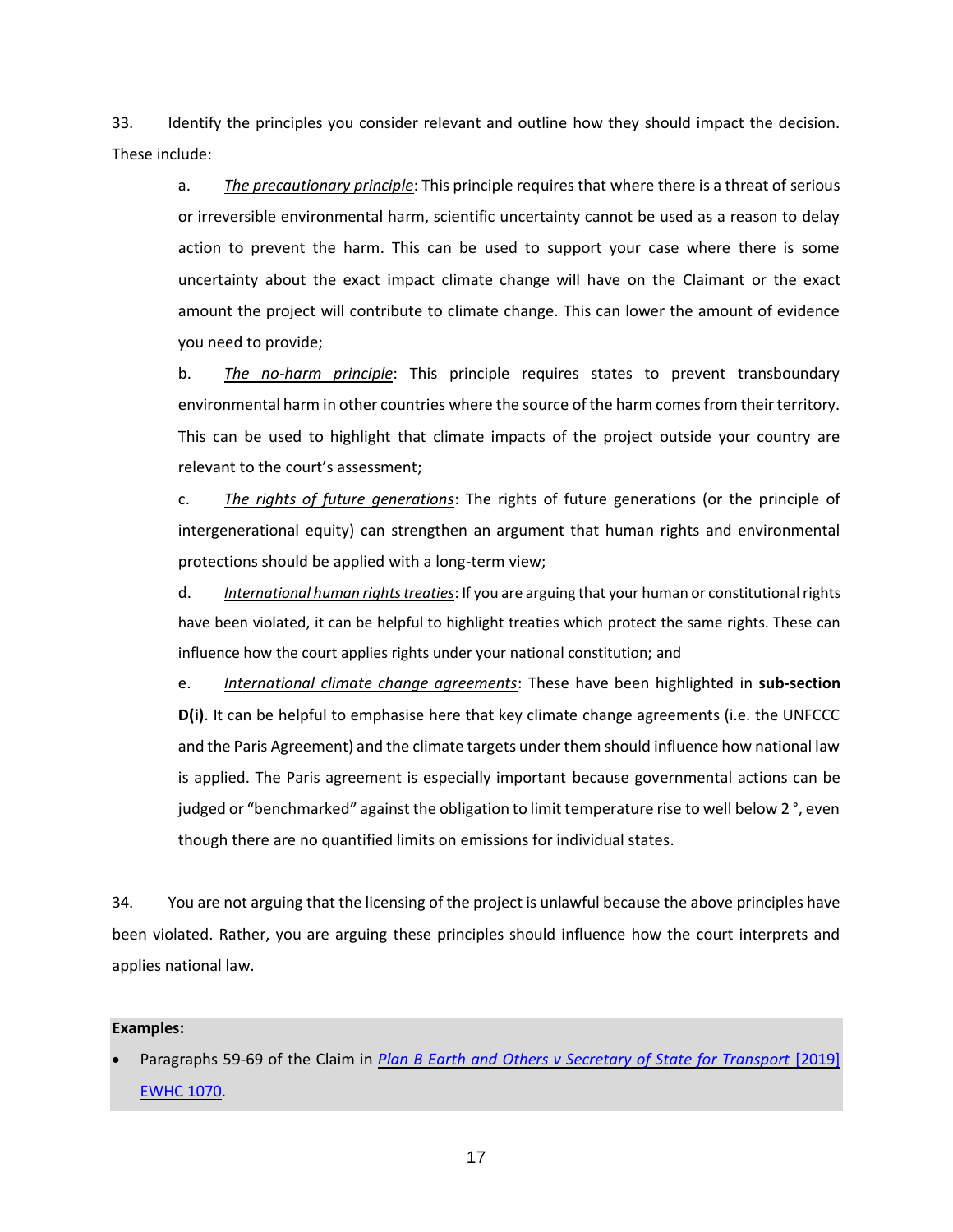33. Identify the principles you consider relevant and outline how they should impact the decision. These include:

a. *The precautionary principle*: This principle requires that where there is a threat of serious or irreversible environmental harm, scientific uncertainty cannot be used as a reason to delay action to prevent the harm. This can be used to support your case where there is some uncertainty about the exact impact climate change will have on the Claimant or the exact amount the project will contribute to climate change. This can lower the amount of evidence you need to provide;

b. *The no-harm principle*: This principle requires states to prevent transboundary environmental harm in other countries where the source of the harm comes from their territory. This can be used to highlight that climate impacts of the project outside your country are relevant to the court's assessment;

c. *The rights of future generations*: The rights of future generations (or the principle of intergenerational equity) can strengthen an argument that human rights and environmental protections should be applied with a long-term view;

d. *International human rights treaties*: If you are arguing that your human or constitutional rights have been violated, it can be helpful to highlight treaties which protect the same rights. These can influence how the court applies rights under your national constitution; and

e. *International climate change agreements*: These have been highlighted in **sub-section D(i)**. It can be helpful to emphasise here that key climate change agreements (i.e. the UNFCCC and the Paris Agreement) and the climate targets under them should influence how national law is applied. The Paris agreement is especially important because governmental actions can be judged or "benchmarked" against the obligation to limit temperature rise to well below 2 °, even though there are no quantified limits on emissions for individual states.

34. You are not arguing that the licensing of the project is unlawful because the above principles have been violated. Rather, you are arguing these principles should influence how the court interprets and applies national law.

**Examples:**

- Paragraphs 59-69 of the Claim in *Plan B Earth and Others v Secretary of State for Transport* [2019] EWHC 1070.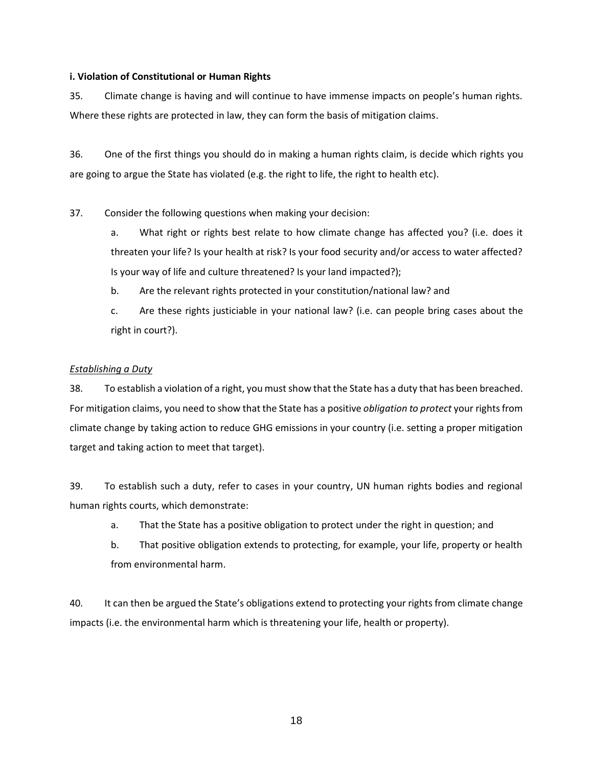**i. Violation of Constitutional or Human Rights**

35. Climate change is having and will continue to have immense impacts on people's human rights. Where these rights are protected in law, they can form the basis of mitigation claims.

36. One of the first things you should do in making a human rights claim, is decide which rights you are going to argue the State has violated (e.g. the right to life, the right to health etc).

37. Consider the following questions when making your decision:

   a. What right or rights best relate to how climate change has affected you? (i.e. does it threaten your life? Is your health at risk? Is your food security and/or access to water affected? Is your way of life and culture threatened? Is your land impacted?);

   b. Are the relevant rights protected in your constitution/national law? and

   c. Are these rights justiciable in your national law? (i.e. can people bring cases about the right in court?).

<u>*Establishing a Duty*</u>

38. To establish a violation of a right, you must show that the State has a duty that has been breached. For mitigation claims, you need to show that the State has a positive *obligation to protect* your rights from climate change by taking action to reduce GHG emissions in your country (i.e. setting a proper mitigation target and taking action to meet that target).

39. To establish such a duty, refer to cases in your country, UN human rights bodies and regional human rights courts, which demonstrate:

   a. That the State has a positive obligation to protect under the right in question; and

   b. That positive obligation extends to protecting, for example, your life, property or health from environmental harm.

40. It can then be argued the State's obligations extend to protecting your rights from climate change impacts (i.e. the environmental harm which is threatening your life, health or property).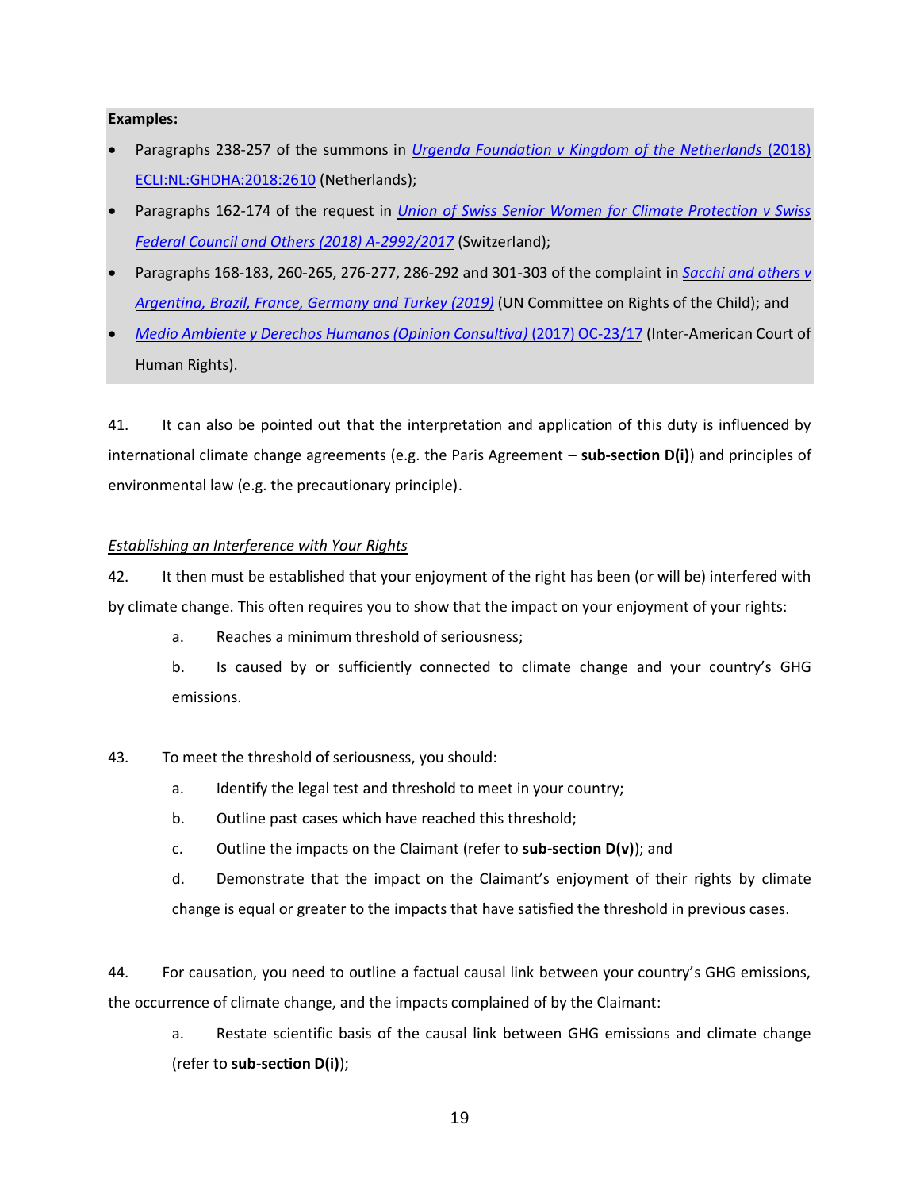**Examples:**

- Paragraphs 238-257 of the summons in *Urgenda Foundation v Kingdom of the Netherlands* (2018) ECLI:NL:GHDHA:2018:2610 (Netherlands);
- Paragraphs 162-174 of the request in *Union of Swiss Senior Women for Climate Protection v Swiss Federal Council and Others (2018) A-2992/2017* (Switzerland);
- Paragraphs 168-183, 260-265, 276-277, 286-292 and 301-303 of the complaint in *Sacchi and others v Argentina, Brazil, France, Germany and Turkey (2019)* (UN Committee on Rights of the Child); and
- *Medio Ambiente y Derechos Humanos (Opinion Consultiva)* (2017) OC-23/17 (Inter-American Court of Human Rights).

41. It can also be pointed out that the interpretation and application of this duty is influenced by international climate change agreements (e.g. the Paris Agreement – **sub-section D(i)**) and principles of environmental law (e.g. the precautionary principle).

*Establishing an Interference with Your Rights*

42. It then must be established that your enjoyment of the right has been (or will be) interfered with by climate change. This often requires you to show that the impact on your enjoyment of your rights:

a. Reaches a minimum threshold of seriousness;

b. Is caused by or sufficiently connected to climate change and your country's GHG emissions.

43. To meet the threshold of seriousness, you should:

a. Identify the legal test and threshold to meet in your country;

b. Outline past cases which have reached this threshold;

c. Outline the impacts on the Claimant (refer to **sub-section D(v)**); and

d. Demonstrate that the impact on the Claimant's enjoyment of their rights by climate change is equal or greater to the impacts that have satisfied the threshold in previous cases.

44. For causation, you need to outline a factual causal link between your country's GHG emissions, the occurrence of climate change, and the impacts complained of by the Claimant:

a. Restate scientific basis of the causal link between GHG emissions and climate change (refer to **sub-section D(i)**);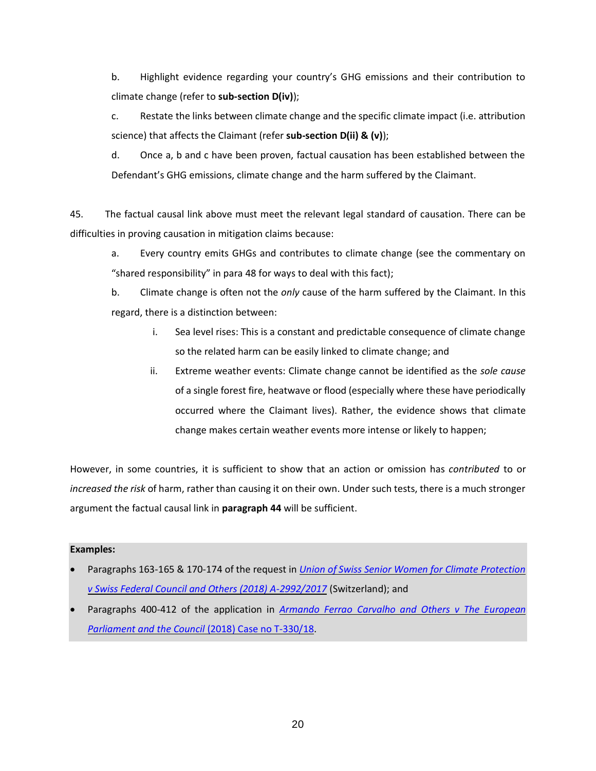b. Highlight evidence regarding your country's GHG emissions and their contribution to climate change (refer to **sub-section D(iv)**);

c. Restate the links between climate change and the specific climate impact (i.e. attribution science) that affects the Claimant (refer **sub-section D(ii) & (v)**);

d. Once a, b and c have been proven, factual causation has been established between the Defendant's GHG emissions, climate change and the harm suffered by the Claimant.

45. The factual causal link above must meet the relevant legal standard of causation. There can be difficulties in proving causation in mitigation claims because:

a. Every country emits GHGs and contributes to climate change (see the commentary on "shared responsibility" in para 48 for ways to deal with this fact);

b. Climate change is often not the *only* cause of the harm suffered by the Claimant. In this regard, there is a distinction between:

i. Sea level rises: This is a constant and predictable consequence of climate change so the related harm can be easily linked to climate change; and

ii. Extreme weather events: Climate change cannot be identified as the *sole cause* of a single forest fire, heatwave or flood (especially where these have periodically occurred where the Claimant lives). Rather, the evidence shows that climate change makes certain weather events more intense or likely to happen;

However, in some countries, it is sufficient to show that an action or omission has *contributed* to or *increased the risk* of harm, rather than causing it on their own. Under such tests, there is a much stronger argument the factual causal link in **paragraph 44** will be sufficient.

**Examples:**

- Paragraphs 163-165 & 170-174 of the request in *Union of Swiss Senior Women for Climate Protection v Swiss Federal Council and Others (2018) A-2992/2017* (Switzerland); and
- Paragraphs 400-412 of the application in *Armando Ferrao Carvalho and Others v The European Parliament and the Council* (2018) Case no T-330/18.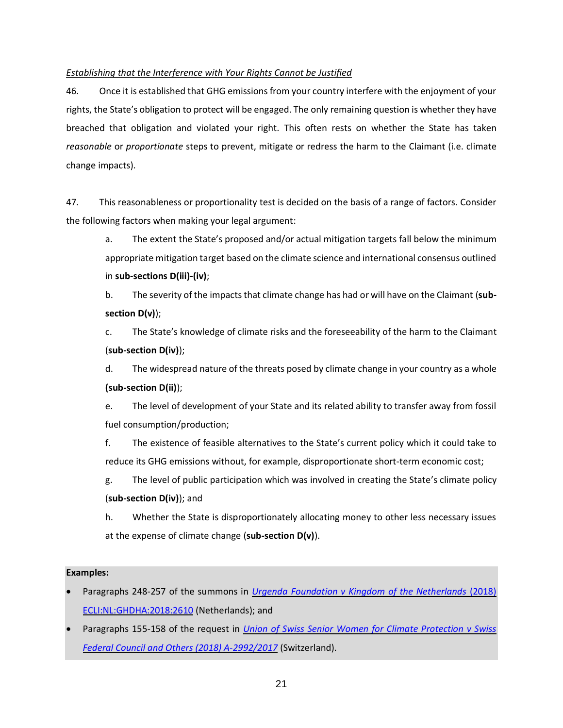*Establishing that the Interference with Your Rights Cannot be Justified*

46. Once it is established that GHG emissions from your country interfere with the enjoyment of your rights, the State's obligation to protect will be engaged. The only remaining question is whether they have breached that obligation and violated your right. This often rests on whether the State has taken *reasonable* or *proportionate* steps to prevent, mitigate or redress the harm to the Claimant (i.e. climate change impacts).

47. This reasonableness or proportionality test is decided on the basis of a range of factors. Consider the following factors when making your legal argument:

   a. The extent the State's proposed and/or actual mitigation targets fall below the minimum appropriate mitigation target based on the climate science and international consensus outlined in **sub-sections D(iii)-(iv)**;

   b. The severity of the impacts that climate change has had or will have on the Claimant (**sub-section D(v)**);

   c. The State's knowledge of climate risks and the foreseeability of the harm to the Claimant (**sub-section D(iv)**);

   d. The widespread nature of the threats posed by climate change in your country as a whole **(sub-section D(ii)**);

   e. The level of development of your State and its related ability to transfer away from fossil fuel consumption/production;

   f. The existence of feasible alternatives to the State's current policy which it could take to reduce its GHG emissions without, for example, disproportionate short-term economic cost;

   g. The level of public participation which was involved in creating the State's climate policy (**sub-section D(iv)**); and

   h. Whether the State is disproportionately allocating money to other less necessary issues at the expense of climate change (**sub-section D(v)**).

**Examples:**

- Paragraphs 248-257 of the summons in *Urgenda Foundation v Kingdom of the Netherlands* (2018) ECLI:NL:GHDHA:2018:2610 (Netherlands); and
- Paragraphs 155-158 of the request in *Union of Swiss Senior Women for Climate Protection v Swiss Federal Council and Others (2018) A-2992/2017* (Switzerland).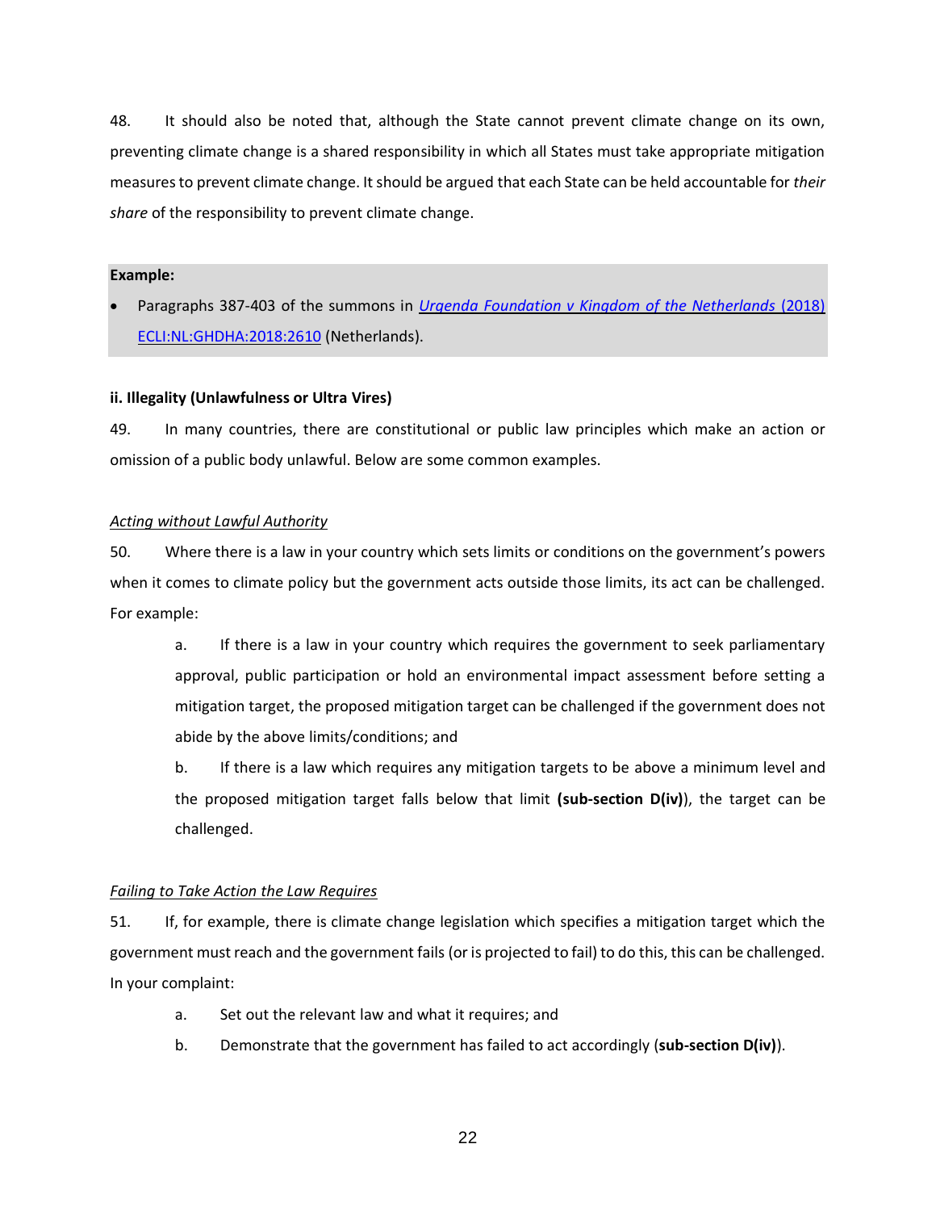48. It should also be noted that, although the State cannot prevent climate change on its own, preventing climate change is a shared responsibility in which all States must take appropriate mitigation measures to prevent climate change. It should be argued that each State can be held accountable for *their share* of the responsibility to prevent climate change.

**Example:**

- Paragraphs 387-403 of the summons in [*Urgenda Foundation v Kingdom of the Netherlands* (2018) ECLI:NL:GHDHA:2018:2610]() (Netherlands).

**ii. Illegality (Unlawfulness or Ultra Vires)**

49. In many countries, there are constitutional or public law principles which make an action or omission of a public body unlawful. Below are some common examples.

*Acting without Lawful Authority*

50. Where there is a law in your country which sets limits or conditions on the government's powers when it comes to climate policy but the government acts outside those limits, its act can be challenged. For example:

   a. If there is a law in your country which requires the government to seek parliamentary approval, public participation or hold an environmental impact assessment before setting a mitigation target, the proposed mitigation target can be challenged if the government does not abide by the above limits/conditions; and

   b. If there is a law which requires any mitigation targets to be above a minimum level and the proposed mitigation target falls below that limit **(sub-section D(iv)**), the target can be challenged.

*Failing to Take Action the Law Requires*

51. If, for example, there is climate change legislation which specifies a mitigation target which the government must reach and the government fails (or is projected to fail) to do this, this can be challenged. In your complaint:

   a. Set out the relevant law and what it requires; and

   b. Demonstrate that the government has failed to act accordingly (**sub-section D(iv)**).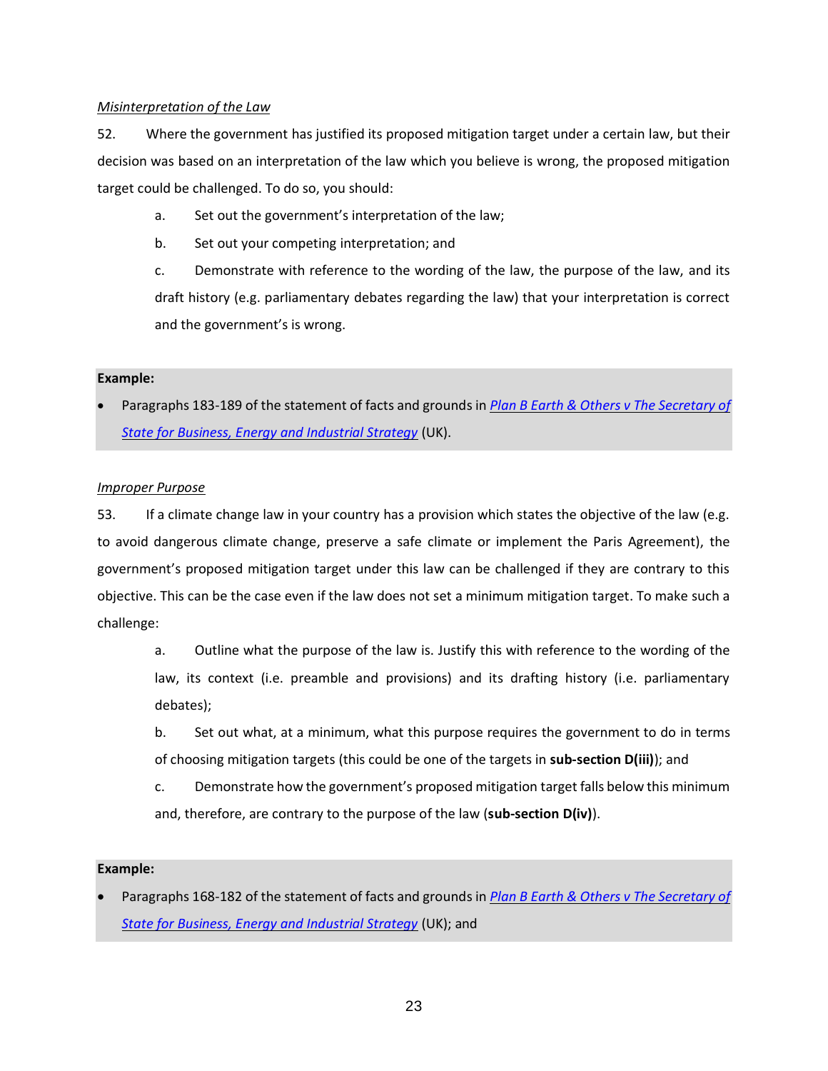*Misinterpretation of the Law*

52. Where the government has justified its proposed mitigation target under a certain law, but their decision was based on an interpretation of the law which you believe is wrong, the proposed mitigation target could be challenged. To do so, you should:

a. Set out the government's interpretation of the law;

b. Set out your competing interpretation; and

c. Demonstrate with reference to the wording of the law, the purpose of the law, and its draft history (e.g. parliamentary debates regarding the law) that your interpretation is correct and the government's is wrong.

**Example:**

- Paragraphs 183-189 of the statement of facts and grounds in *Plan B Earth & Others v The Secretary of State for Business, Energy and Industrial Strategy* (UK).

*Improper Purpose*

53. If a climate change law in your country has a provision which states the objective of the law (e.g. to avoid dangerous climate change, preserve a safe climate or implement the Paris Agreement), the government's proposed mitigation target under this law can be challenged if they are contrary to this objective. This can be the case even if the law does not set a minimum mitigation target. To make such a challenge:

a. Outline what the purpose of the law is. Justify this with reference to the wording of the law, its context (i.e. preamble and provisions) and its drafting history (i.e. parliamentary debates);

b. Set out what, at a minimum, what this purpose requires the government to do in terms of choosing mitigation targets (this could be one of the targets in **sub-section D(iii)**); and

c. Demonstrate how the government's proposed mitigation target falls below this minimum and, therefore, are contrary to the purpose of the law (**sub-section D(iv)**).

**Example:**

- Paragraphs 168-182 of the statement of facts and grounds in *Plan B Earth & Others v The Secretary of State for Business, Energy and Industrial Strategy* (UK); and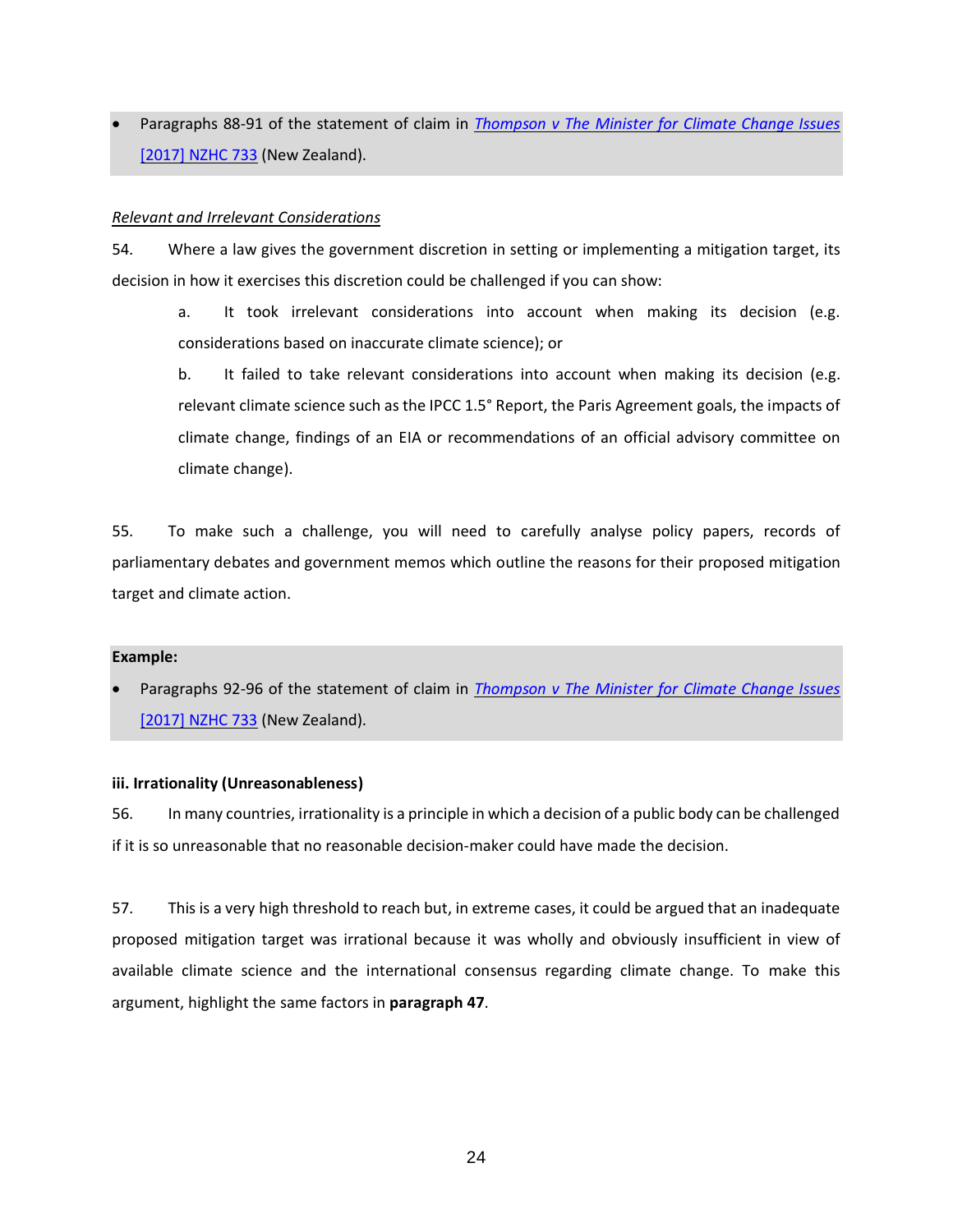- Paragraphs 88-91 of the statement of claim in *Thompson v The Minister for Climate Change Issues* [2017] NZHC 733 (New Zealand).

*Relevant and Irrelevant Considerations*

54. Where a law gives the government discretion in setting or implementing a mitigation target, its decision in how it exercises this discretion could be challenged if you can show:

a. It took irrelevant considerations into account when making its decision (e.g. considerations based on inaccurate climate science); or

b. It failed to take relevant considerations into account when making its decision (e.g. relevant climate science such as the IPCC 1.5° Report, the Paris Agreement goals, the impacts of climate change, findings of an EIA or recommendations of an official advisory committee on climate change).

55. To make such a challenge, you will need to carefully analyse policy papers, records of parliamentary debates and government memos which outline the reasons for their proposed mitigation target and climate action.

**Example:**

- Paragraphs 92-96 of the statement of claim in *Thompson v The Minister for Climate Change Issues* [2017] NZHC 733 (New Zealand).

**iii. Irrationality (Unreasonableness)**

56. In many countries, irrationality is a principle in which a decision of a public body can be challenged if it is so unreasonable that no reasonable decision-maker could have made the decision.

57. This is a very high threshold to reach but, in extreme cases, it could be argued that an inadequate proposed mitigation target was irrational because it was wholly and obviously insufficient in view of available climate science and the international consensus regarding climate change. To make this argument, highlight the same factors in **paragraph 47**.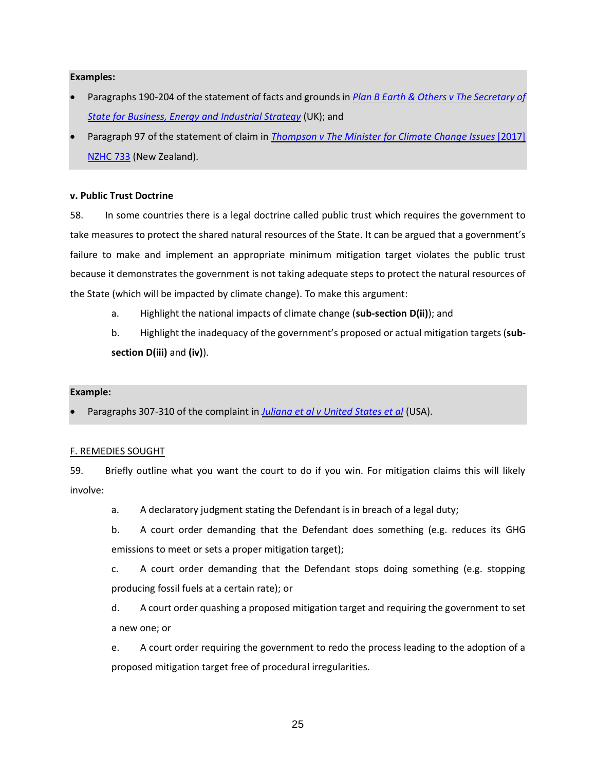**Examples:**

- Paragraphs 190-204 of the statement of facts and grounds in *Plan B Earth & Others v The Secretary of State for Business, Energy and Industrial Strategy* (UK); and
- Paragraph 97 of the statement of claim in *Thompson v The Minister for Climate Change Issues* [2017] NZHC 733 (New Zealand).

**v. Public Trust Doctrine**

58. In some countries there is a legal doctrine called public trust which requires the government to take measures to protect the shared natural resources of the State. It can be argued that a government's failure to make and implement an appropriate minimum mitigation target violates the public trust because it demonstrates the government is not taking adequate steps to protect the natural resources of the State (which will be impacted by climate change). To make this argument:

   a. Highlight the national impacts of climate change (**sub-section D(ii)**); and

   b. Highlight the inadequacy of the government's proposed or actual mitigation targets (**sub-section D(iii)** and **(iv)**).

**Example:**

- Paragraphs 307-310 of the complaint in *Juliana et al v United States et al* (USA).

F. REMEDIES SOUGHT

59. Briefly outline what you want the court to do if you win. For mitigation claims this will likely involve:

   a. A declaratory judgment stating the Defendant is in breach of a legal duty;

   b. A court order demanding that the Defendant does something (e.g. reduces its GHG emissions to meet or sets a proper mitigation target);

   c. A court order demanding that the Defendant stops doing something (e.g. stopping producing fossil fuels at a certain rate); or

   d. A court order quashing a proposed mitigation target and requiring the government to set a new one; or

   e. A court order requiring the government to redo the process leading to the adoption of a proposed mitigation target free of procedural irregularities.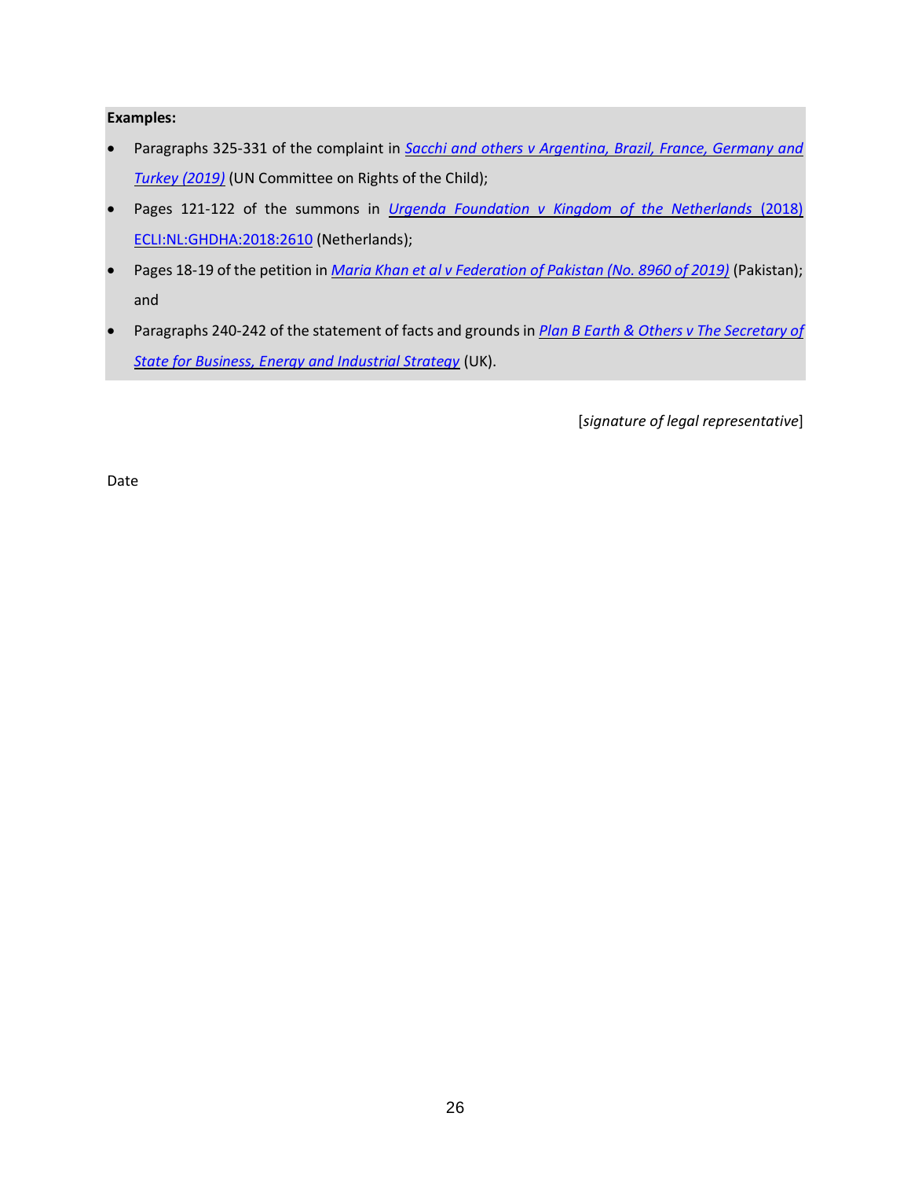**Examples:**

- Paragraphs 325-331 of the complaint in *Sacchi and others v Argentina, Brazil, France, Germany and Turkey (2019)* (UN Committee on Rights of the Child);
- Pages 121-122 of the summons in *Urgenda Foundation v Kingdom of the Netherlands* (2018) ECLI:NL:GHDHA:2018:2610 (Netherlands);
- Pages 18-19 of the petition in *Maria Khan et al v Federation of Pakistan (No. 8960 of 2019)* (Pakistan); and
- Paragraphs 240-242 of the statement of facts and grounds in *Plan B Earth & Others v The Secretary of State for Business, Energy and Industrial Strategy* (UK).

[*signature of legal representative*]

Date